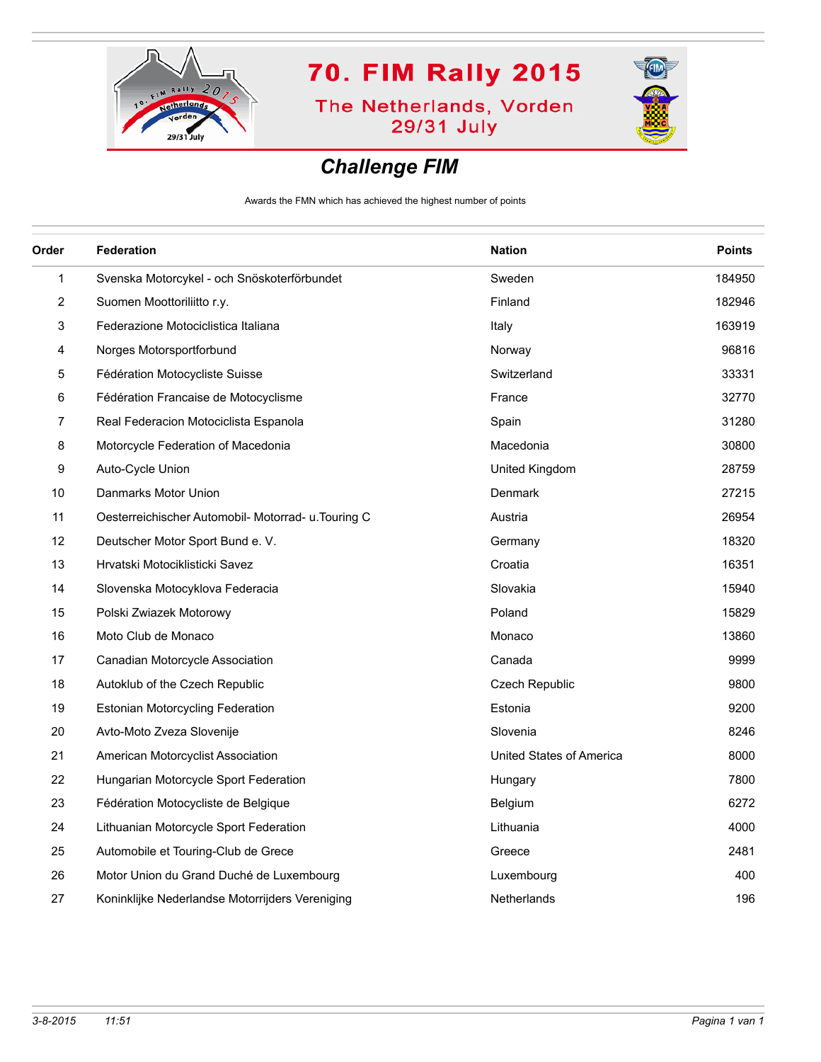# 70. FIM Rally 2015

The Netherlands, Vorden
29/31 July

## Challenge FIM

Awards the FMN which has achieved the highest number of points

| Order | Federation | Nation | Points |
|---|---|---|---|
| 1 | Svenska Motorcykel - och Snöskoterförbundet | Sweden | 184950 |
| 2 | Suomen Moottoriliitto r.y. | Finland | 182946 |
| 3 | Federazione Motociclistica Italiana | Italy | 163919 |
| 4 | Norges Motorsportforbund | Norway | 96816 |
| 5 | Fédération Motocycliste Suisse | Switzerland | 33331 |
| 6 | Fédération Francaise de Motocyclisme | France | 32770 |
| 7 | Real Federacion Motociclista Espanola | Spain | 31280 |
| 8 | Motorcycle Federation of Macedonia | Macedonia | 30800 |
| 9 | Auto-Cycle Union | United Kingdom | 28759 |
| 10 | Danmarks Motor Union | Denmark | 27215 |
| 11 | Oesterreichischer Automobil- Motorrad- u.Touring C | Austria | 26954 |
| 12 | Deutscher Motor Sport Bund e. V. | Germany | 18320 |
| 13 | Hrvatski Motociklisticki Savez | Croatia | 16351 |
| 14 | Slovenska Motocyklova Federacia | Slovakia | 15940 |
| 15 | Polski Zwiazek Motorowy | Poland | 15829 |
| 16 | Moto Club de Monaco | Monaco | 13860 |
| 17 | Canadian Motorcycle Association | Canada | 9999 |
| 18 | Autoklub of the Czech Republic | Czech Republic | 9800 |
| 19 | Estonian Motorcycling Federation | Estonia | 9200 |
| 20 | Avto-Moto Zveza Slovenije | Slovenia | 8246 |
| 21 | American Motorcyclist Association | United States of America | 8000 |
| 22 | Hungarian Motorcycle Sport Federation | Hungary | 7800 |
| 23 | Fédération Motocycliste de Belgique | Belgium | 6272 |
| 24 | Lithuanian Motorcycle Sport Federation | Lithuania | 4000 |
| 25 | Automobile et Touring-Club de Grece | Greece | 2481 |
| 26 | Motor Union du Grand Duché de Luxembourg | Luxembourg | 400 |
| 27 | Koninklijke Nederlandse Motorrijders Vereniging | Netherlands | 196 |

*3-8-2015 11:51*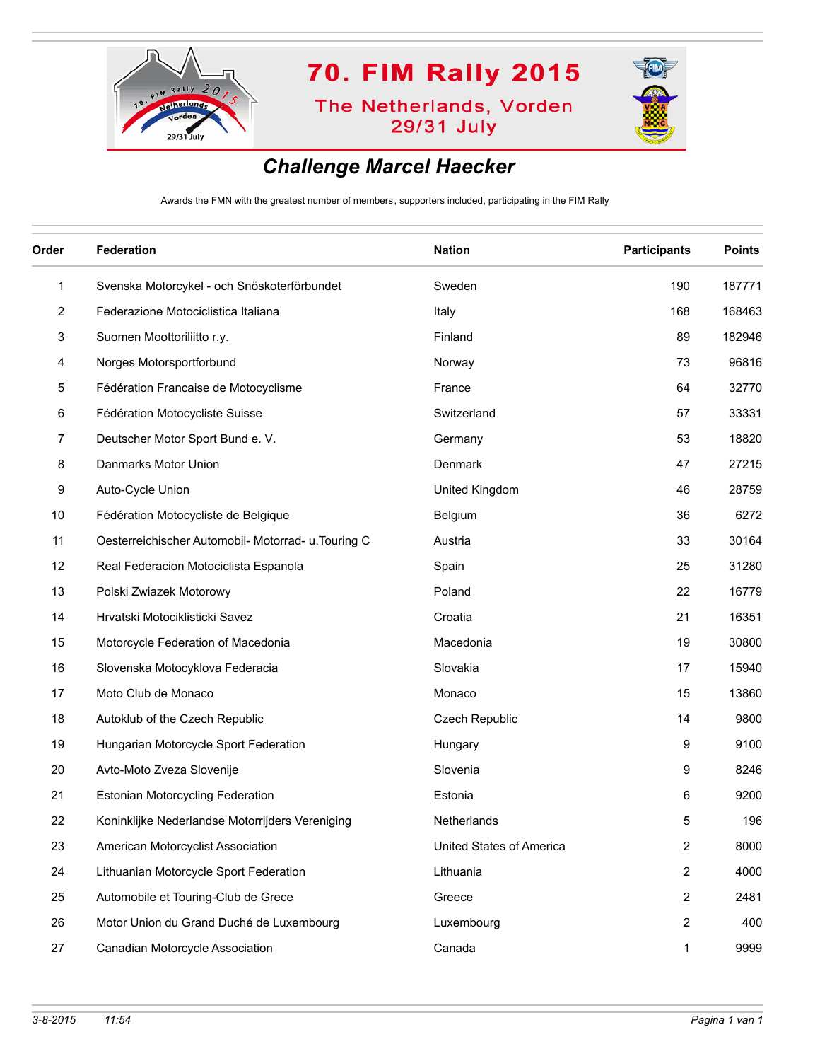70. FIM Rally 2015

The Netherlands, Vorden

29/31 July

## *Challenge Marcel Haecker*

Awards the FMN with the greatest number of members, supporters included, participating in the FIM Rally

| Order | Federation | Nation | Participants | Points |
|---|---|---|---|---|
| 1 | Svenska Motorcykel - och Snöskoterförbundet | Sweden | 190 | 187771 |
| 2 | Federazione Motociclistica Italiana | Italy | 168 | 168463 |
| 3 | Suomen Moottoriliitto r.y. | Finland | 89 | 182946 |
| 4 | Norges Motorsportforbund | Norway | 73 | 96816 |
| 5 | Fédération Francaise de Motocyclisme | France | 64 | 32770 |
| 6 | Fédération Motocycliste Suisse | Switzerland | 57 | 33331 |
| 7 | Deutscher Motor Sport Bund e. V. | Germany | 53 | 18820 |
| 8 | Danmarks Motor Union | Denmark | 47 | 27215 |
| 9 | Auto-Cycle Union | United Kingdom | 46 | 28759 |
| 10 | Fédération Motocycliste de Belgique | Belgium | 36 | 6272 |
| 11 | Oesterreichischer Automobil- Motorrad- u.Touring C | Austria | 33 | 30164 |
| 12 | Real Federacion Motociclista Espanola | Spain | 25 | 31280 |
| 13 | Polski Zwiazek Motorowy | Poland | 22 | 16779 |
| 14 | Hrvatski Motociklisticki Savez | Croatia | 21 | 16351 |
| 15 | Motorcycle Federation of Macedonia | Macedonia | 19 | 30800 |
| 16 | Slovenska Motocyklova Federacia | Slovakia | 17 | 15940 |
| 17 | Moto Club de Monaco | Monaco | 15 | 13860 |
| 18 | Autoklub of the Czech Republic | Czech Republic | 14 | 9800 |
| 19 | Hungarian Motorcycle Sport Federation | Hungary | 9 | 9100 |
| 20 | Avto-Moto Zveza Slovenije | Slovenia | 9 | 8246 |
| 21 | Estonian Motorcycling Federation | Estonia | 6 | 9200 |
| 22 | Koninklijke Nederlandse Motorrijders Vereniging | Netherlands | 5 | 196 |
| 23 | American Motorcyclist Association | United States of America | 2 | 8000 |
| 24 | Lithuanian Motorcycle Sport Federation | Lithuania | 2 | 4000 |
| 25 | Automobile et Touring-Club de Grece | Greece | 2 | 2481 |
| 26 | Motor Union du Grand Duché de Luxembourg | Luxembourg | 2 | 400 |
| 27 | Canadian Motorcycle Association | Canada | 1 | 9999 |

*3-8-2015 11:54*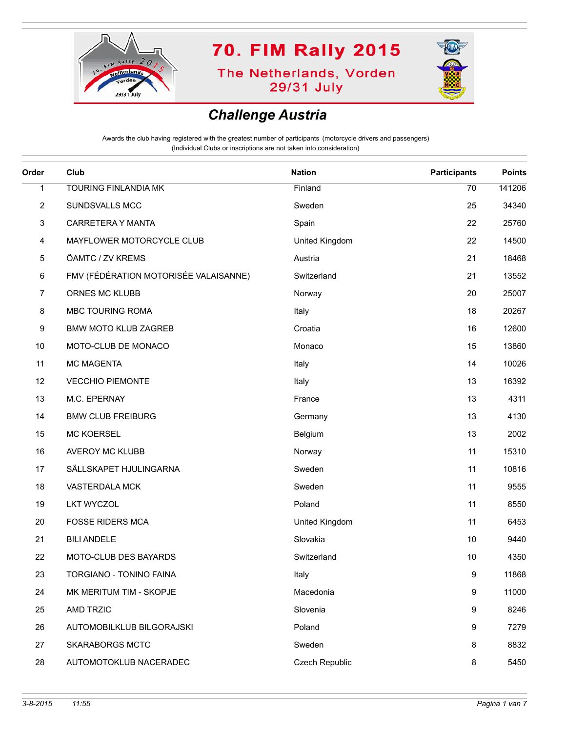# 70. FIM Rally 2015

## The Netherlands, Vorden 29/31 July

## *Challenge Austria*

Awards the club having registered with the greatest number of participants (motorcycle drivers and passengers)
(Individual Clubs or inscriptions are not taken into consideration)

| Order | Club | Nation | Participants | Points |
|---|---|---|---|---|
| 1 | TOURING FINLANDIA MK | Finland | 70 | 141206 |
| 2 | SUNDSVALLS MCC | Sweden | 25 | 34340 |
| 3 | CARRETERA Y MANTA | Spain | 22 | 25760 |
| 4 | MAYFLOWER MOTORCYCLE CLUB | United Kingdom | 22 | 14500 |
| 5 | ÖAMTC / ZV KREMS | Austria | 21 | 18468 |
| 6 | FMV (FÉDÉRATION MOTORISÉE VALAISANNE) | Switzerland | 21 | 13552 |
| 7 | ORNES MC KLUBB | Norway | 20 | 25007 |
| 8 | MBC TOURING ROMA | Italy | 18 | 20267 |
| 9 | BMW MOTO KLUB ZAGREB | Croatia | 16 | 12600 |
| 10 | MOTO-CLUB DE MONACO | Monaco | 15 | 13860 |
| 11 | MC MAGENTA | Italy | 14 | 10026 |
| 12 | VECCHIO PIEMONTE | Italy | 13 | 16392 |
| 13 | M.C. EPERNAY | France | 13 | 4311 |
| 14 | BMW CLUB FREIBURG | Germany | 13 | 4130 |
| 15 | MC KOERSEL | Belgium | 13 | 2002 |
| 16 | AVEROY MC KLUBB | Norway | 11 | 15310 |
| 17 | SÄLLSKAPET HJULINGARNA | Sweden | 11 | 10816 |
| 18 | VASTERDALA MCK | Sweden | 11 | 9555 |
| 19 | LKT WYCZOL | Poland | 11 | 8550 |
| 20 | FOSSE RIDERS MCA | United Kingdom | 11 | 6453 |
| 21 | BILI ANDELE | Slovakia | 10 | 9440 |
| 22 | MOTO-CLUB DES BAYARDS | Switzerland | 10 | 4350 |
| 23 | TORGIANO - TONINO FAINA | Italy | 9 | 11868 |
| 24 | MK MERITUM TIM - SKOPJE | Macedonia | 9 | 11000 |
| 25 | AMD TRZIC | Slovenia | 9 | 8246 |
| 26 | AUTOMOBILKLUB BILGORAJSKI | Poland | 9 | 7279 |
| 27 | SKARABORGS MCTC | Sweden | 8 | 8832 |
| 28 | AUTOMOTOKLUB NACERADEC | Czech Republic | 8 | 5450 |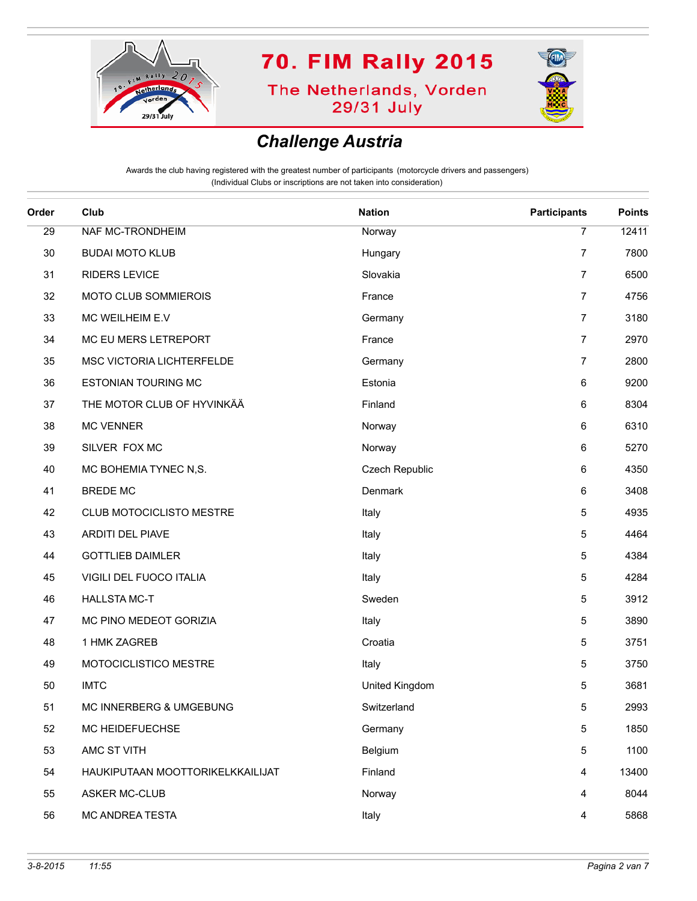# 70. FIM Rally 2015

The Netherlands, Vorden
29/31 July

## Challenge Austria

Awards the club having registered with the greatest number of participants (motorcycle drivers and passengers)
(Individual Clubs or inscriptions are not taken into consideration)

| Order | Club | Nation | Participants | Points |
|---|---|---|---|---|
| 29 | NAF MC-TRONDHEIM | Norway | 7 | 12411 |
| 30 | BUDAI MOTO KLUB | Hungary | 7 | 7800 |
| 31 | RIDERS LEVICE | Slovakia | 7 | 6500 |
| 32 | MOTO CLUB SOMMIEROIS | France | 7 | 4756 |
| 33 | MC WEILHEIM E.V | Germany | 7 | 3180 |
| 34 | MC EU MERS LETREPORT | France | 7 | 2970 |
| 35 | MSC VICTORIA LICHTERFELDE | Germany | 7 | 2800 |
| 36 | ESTONIAN TOURING MC | Estonia | 6 | 9200 |
| 37 | THE MOTOR CLUB OF HYVINKÄÄ | Finland | 6 | 8304 |
| 38 | MC VENNER | Norway | 6 | 6310 |
| 39 | SILVER FOX MC | Norway | 6 | 5270 |
| 40 | MC BOHEMIA TYNEC N,S. | Czech Republic | 6 | 4350 |
| 41 | BREDE MC | Denmark | 6 | 3408 |
| 42 | CLUB MOTOCICLISTO MESTRE | Italy | 5 | 4935 |
| 43 | ARDITI DEL PIAVE | Italy | 5 | 4464 |
| 44 | GOTTLIEB DAIMLER | Italy | 5 | 4384 |
| 45 | VIGILI DEL FUOCO ITALIA | Italy | 5 | 4284 |
| 46 | HALLSTA MC-T | Sweden | 5 | 3912 |
| 47 | MC PINO MEDEOT GORIZIA | Italy | 5 | 3890 |
| 48 | 1 HMK ZAGREB | Croatia | 5 | 3751 |
| 49 | MOTOCICLISTICO MESTRE | Italy | 5 | 3750 |
| 50 | IMTC | United Kingdom | 5 | 3681 |
| 51 | MC INNERBERG & UMGEBUNG | Switzerland | 5 | 2993 |
| 52 | MC HEIDEFUECHSE | Germany | 5 | 1850 |
| 53 | AMC ST VITH | Belgium | 5 | 1100 |
| 54 | HAUKIPUTAAN MOOTTORIKELKKAILIJAT | Finland | 4 | 13400 |
| 55 | ASKER MC-CLUB | Norway | 4 | 8044 |
| 56 | MC ANDREA TESTA | Italy | 4 | 5868 |

*3-8-2015 11:55*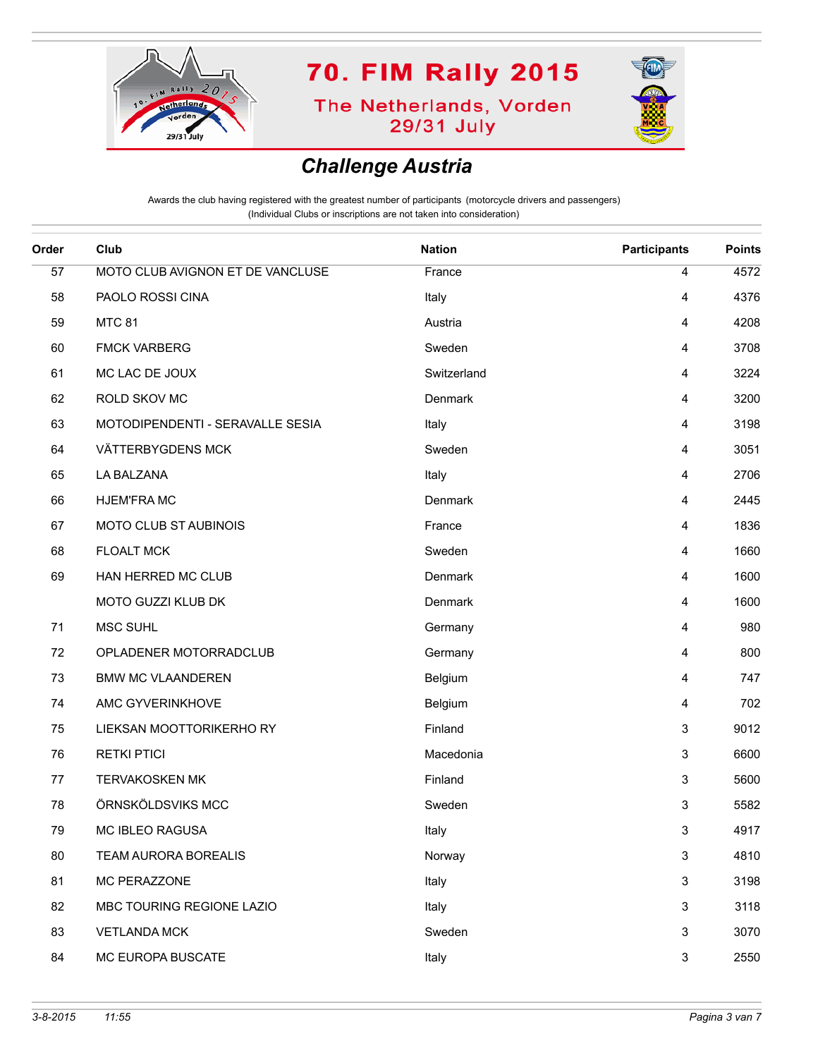# 70. FIM Rally 2015

## The Netherlands, Vorden
## 29/31 July

## *Challenge Austria*

Awards the club having registered with the greatest number of participants (motorcycle drivers and passengers)
(Individual Clubs or inscriptions are not taken into consideration)

| Order | Club | Nation | Participants | Points |
|---|---|---|---|---|
| 57 | MOTO CLUB AVIGNON ET DE VANCLUSE | France | 4 | 4572 |
| 58 | PAOLO ROSSI CINA | Italy | 4 | 4376 |
| 59 | MTC 81 | Austria | 4 | 4208 |
| 60 | FMCK VARBERG | Sweden | 4 | 3708 |
| 61 | MC LAC DE JOUX | Switzerland | 4 | 3224 |
| 62 | ROLD SKOV MC | Denmark | 4 | 3200 |
| 63 | MOTODIPENDENTI - SERAVALLE SESIA | Italy | 4 | 3198 |
| 64 | VÄTTERBYGDENS MCK | Sweden | 4 | 3051 |
| 65 | LA BALZANA | Italy | 4 | 2706 |
| 66 | HJEM'FRA MC | Denmark | 4 | 2445 |
| 67 | MOTO CLUB ST AUBINOIS | France | 4 | 1836 |
| 68 | FLOALT MCK | Sweden | 4 | 1660 |
| 69 | HAN HERRED MC CLUB | Denmark | 4 | 1600 |
| | MOTO GUZZI KLUB DK | Denmark | 4 | 1600 |
| 71 | MSC SUHL | Germany | 4 | 980 |
| 72 | OPLADENER MOTORRADCLUB | Germany | 4 | 800 |
| 73 | BMW MC VLAANDEREN | Belgium | 4 | 747 |
| 74 | AMC GYVERINKHOVE | Belgium | 4 | 702 |
| 75 | LIEKSAN MOOTTORIKERHO RY | Finland | 3 | 9012 |
| 76 | RETKI PTICI | Macedonia | 3 | 6600 |
| 77 | TERVAKOSKEN MK | Finland | 3 | 5600 |
| 78 | ÖRNSKÖLDSVIKS MCC | Sweden | 3 | 5582 |
| 79 | MC IBLEO RAGUSA | Italy | 3 | 4917 |
| 80 | TEAM AURORA BOREALIS | Norway | 3 | 4810 |
| 81 | MC PERAZZONE | Italy | 3 | 3198 |
| 82 | MBC TOURING REGIONE LAZIO | Italy | 3 | 3118 |
| 83 | VETLANDA MCK | Sweden | 3 | 3070 |
| 84 | MC EUROPA BUSCATE | Italy | 3 | 2550 |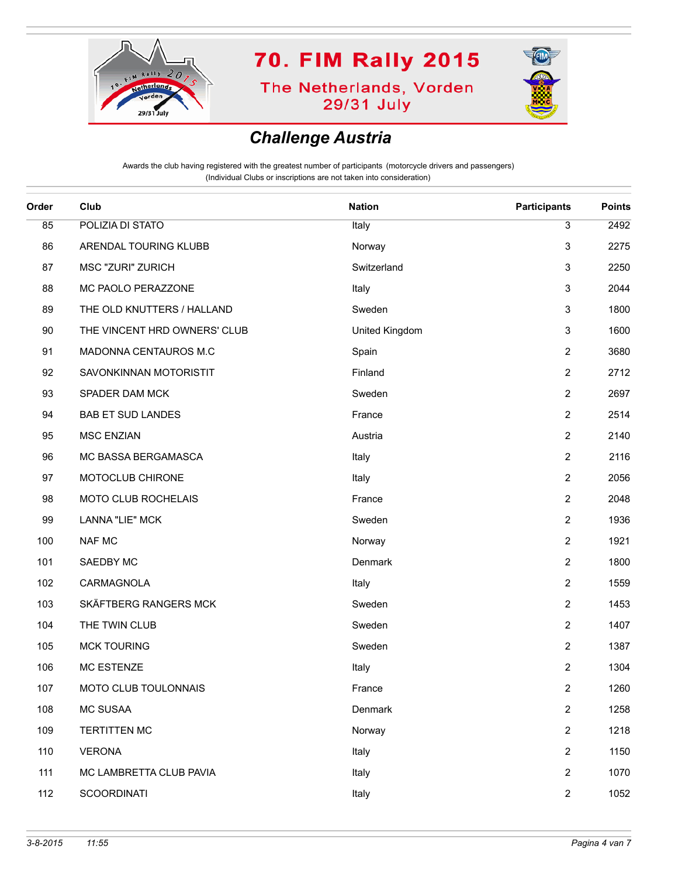# 70. FIM Rally 2015

The Netherlands, Vorden
29/31 July

## Challenge Austria

Awards the club having registered with the greatest number of participants (motorcycle drivers and passengers)
(Individual Clubs or inscriptions are not taken into consideration)

| Order | Club | Nation | Participants | Points |
|---|---|---|---|---|
| 85 | POLIZIA DI STATO | Italy | 3 | 2492 |
| 86 | ARENDAL TOURING KLUBB | Norway | 3 | 2275 |
| 87 | MSC "ZURI" ZURICH | Switzerland | 3 | 2250 |
| 88 | MC PAOLO PERAZZONE | Italy | 3 | 2044 |
| 89 | THE OLD KNUTTERS / HALLAND | Sweden | 3 | 1800 |
| 90 | THE VINCENT HRD OWNERS' CLUB | United Kingdom | 3 | 1600 |
| 91 | MADONNA CENTAUROS M.C | Spain | 2 | 3680 |
| 92 | SAVONKINNAN MOTORISTIT | Finland | 2 | 2712 |
| 93 | SPADER DAM MCK | Sweden | 2 | 2697 |
| 94 | BAB ET SUD LANDES | France | 2 | 2514 |
| 95 | MSC ENZIAN | Austria | 2 | 2140 |
| 96 | MC BASSA BERGAMASCA | Italy | 2 | 2116 |
| 97 | MOTOCLUB CHIRONE | Italy | 2 | 2056 |
| 98 | MOTO CLUB ROCHELAIS | France | 2 | 2048 |
| 99 | LANNA "LIE" MCK | Sweden | 2 | 1936 |
| 100 | NAF MC | Norway | 2 | 1921 |
| 101 | SAEDBY MC | Denmark | 2 | 1800 |
| 102 | CARMAGNOLA | Italy | 2 | 1559 |
| 103 | SKÄFTBERG RANGERS MCK | Sweden | 2 | 1453 |
| 104 | THE TWIN CLUB | Sweden | 2 | 1407 |
| 105 | MCK TOURING | Sweden | 2 | 1387 |
| 106 | MC ESTENZE | Italy | 2 | 1304 |
| 107 | MOTO CLUB TOULONNAIS | France | 2 | 1260 |
| 108 | MC SUSAA | Denmark | 2 | 1258 |
| 109 | TERTITTEN MC | Norway | 2 | 1218 |
| 110 | VERONA | Italy | 2 | 1150 |
| 111 | MC LAMBRETTA CLUB PAVIA | Italy | 2 | 1070 |
| 112 | SCOORDINATI | Italy | 2 | 1052 |

*3-8-2015 11:55*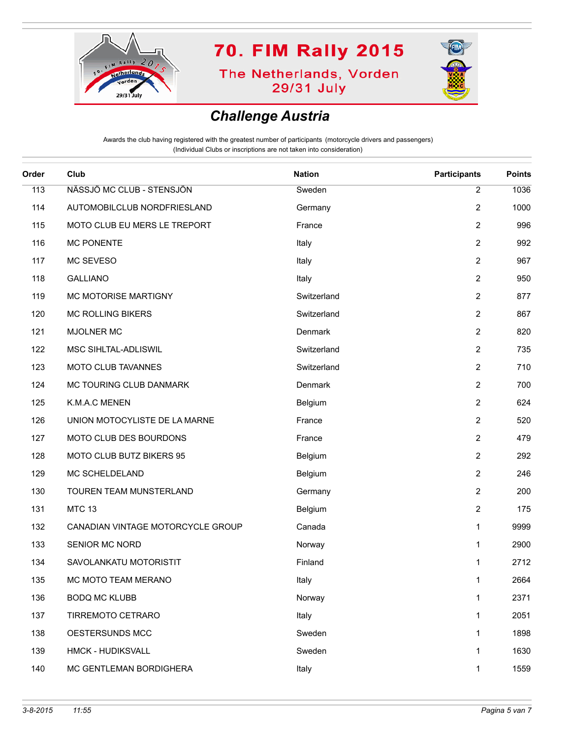# 70. FIM Rally 2015

The Netherlands, Vorden
29/31 July

## *Challenge Austria*

Awards the club having registered with the greatest number of participants (motorcycle drivers and passengers)
(Individual Clubs or inscriptions are not taken into consideration)

| Order | Club | Nation | Participants | Points |
|---|---|---|---|---|
| 113 | NÄSSJÖ MC CLUB - STENSJÖN | Sweden | 2 | 1036 |
| 114 | AUTOMOBILCLUB NORDFRIESLAND | Germany | 2 | 1000 |
| 115 | MOTO CLUB EU MERS LE TREPORT | France | 2 | 996 |
| 116 | MC PONENTE | Italy | 2 | 992 |
| 117 | MC SEVESO | Italy | 2 | 967 |
| 118 | GALLIANO | Italy | 2 | 950 |
| 119 | MC MOTORISE MARTIGNY | Switzerland | 2 | 877 |
| 120 | MC ROLLING BIKERS | Switzerland | 2 | 867 |
| 121 | MJOLNER MC | Denmark | 2 | 820 |
| 122 | MSC SIHLTAL-ADLISWIL | Switzerland | 2 | 735 |
| 123 | MOTO CLUB TAVANNES | Switzerland | 2 | 710 |
| 124 | MC TOURING CLUB DANMARK | Denmark | 2 | 700 |
| 125 | K.M.A.C MENEN | Belgium | 2 | 624 |
| 126 | UNION MOTOCYLISTE DE LA MARNE | France | 2 | 520 |
| 127 | MOTO CLUB DES BOURDONS | France | 2 | 479 |
| 128 | MOTO CLUB BUTZ BIKERS 95 | Belgium | 2 | 292 |
| 129 | MC SCHELDELAND | Belgium | 2 | 246 |
| 130 | TOUREN TEAM MUNSTERLAND | Germany | 2 | 200 |
| 131 | MTC 13 | Belgium | 2 | 175 |
| 132 | CANADIAN VINTAGE MOTORCYCLE GROUP | Canada | 1 | 9999 |
| 133 | SENIOR MC NORD | Norway | 1 | 2900 |
| 134 | SAVOLANKATU MOTORISTIT | Finland | 1 | 2712 |
| 135 | MC MOTO TEAM MERANO | Italy | 1 | 2664 |
| 136 | BODQ MC KLUBB | Norway | 1 | 2371 |
| 137 | TIRREMOTO CETRARO | Italy | 1 | 2051 |
| 138 | OESTERSUNDS MCC | Sweden | 1 | 1898 |
| 139 | HMCK - HUDIKSVALL | Sweden | 1 | 1630 |
| 140 | MC GENTLEMAN BORDIGHERA | Italy | 1 | 1559 |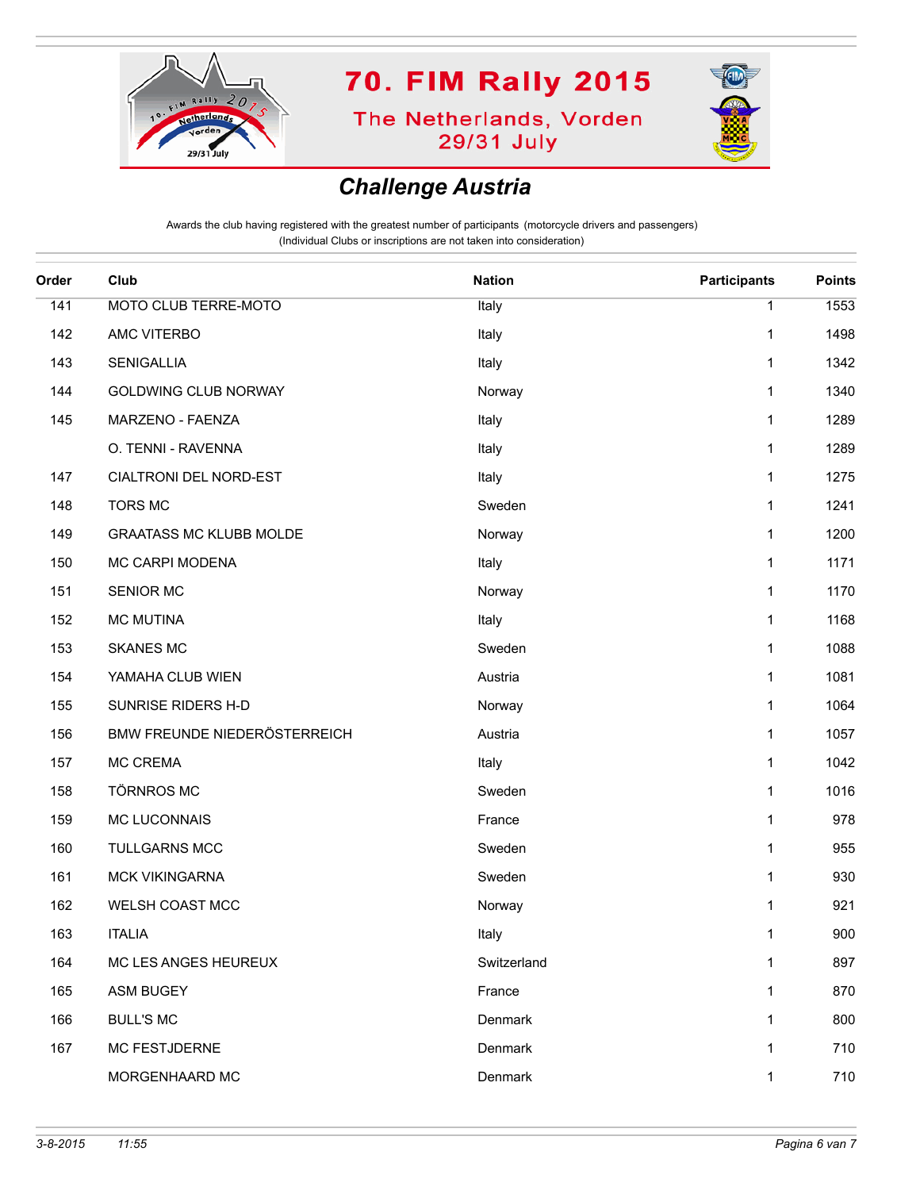70. FIM Rally 2015

The Netherlands, Vorden
29/31 July

## *Challenge Austria*

Awards the club having registered with the greatest number of participants (motorcycle drivers and passengers)
(Individual Clubs or inscriptions are not taken into consideration)

| Order | Club | Nation | Participants | Points |
|---|---|---|---|---|
| 141 | MOTO CLUB TERRE-MOTO | Italy | 1 | 1553 |
| 142 | AMC VITERBO | Italy | 1 | 1498 |
| 143 | SENIGALLIA | Italy | 1 | 1342 |
| 144 | GOLDWING CLUB NORWAY | Norway | 1 | 1340 |
| 145 | MARZENO - FAENZA | Italy | 1 | 1289 |
| | O. TENNI - RAVENNA | Italy | 1 | 1289 |
| 147 | CIALTRONI DEL NORD-EST | Italy | 1 | 1275 |
| 148 | TORS MC | Sweden | 1 | 1241 |
| 149 | GRAATASS MC KLUBB MOLDE | Norway | 1 | 1200 |
| 150 | MC CARPI MODENA | Italy | 1 | 1171 |
| 151 | SENIOR MC | Norway | 1 | 1170 |
| 152 | MC MUTINA | Italy | 1 | 1168 |
| 153 | SKANES MC | Sweden | 1 | 1088 |
| 154 | YAMAHA CLUB WIEN | Austria | 1 | 1081 |
| 155 | SUNRISE RIDERS H-D | Norway | 1 | 1064 |
| 156 | BMW FREUNDE NIEDERÖSTERREICH | Austria | 1 | 1057 |
| 157 | MC CREMA | Italy | 1 | 1042 |
| 158 | TÖRNROS MC | Sweden | 1 | 1016 |
| 159 | MC LUCONNAIS | France | 1 | 978 |
| 160 | TULLGARNS MCC | Sweden | 1 | 955 |
| 161 | MCK VIKINGARNA | Sweden | 1 | 930 |
| 162 | WELSH COAST MCC | Norway | 1 | 921 |
| 163 | ITALIA | Italy | 1 | 900 |
| 164 | MC LES ANGES HEUREUX | Switzerland | 1 | 897 |
| 165 | ASM BUGEY | France | 1 | 870 |
| 166 | BULL'S MC | Denmark | 1 | 800 |
| 167 | MC FESTJDERNE | Denmark | 1 | 710 |
| | MORGENHAARD MC | Denmark | 1 | 710 |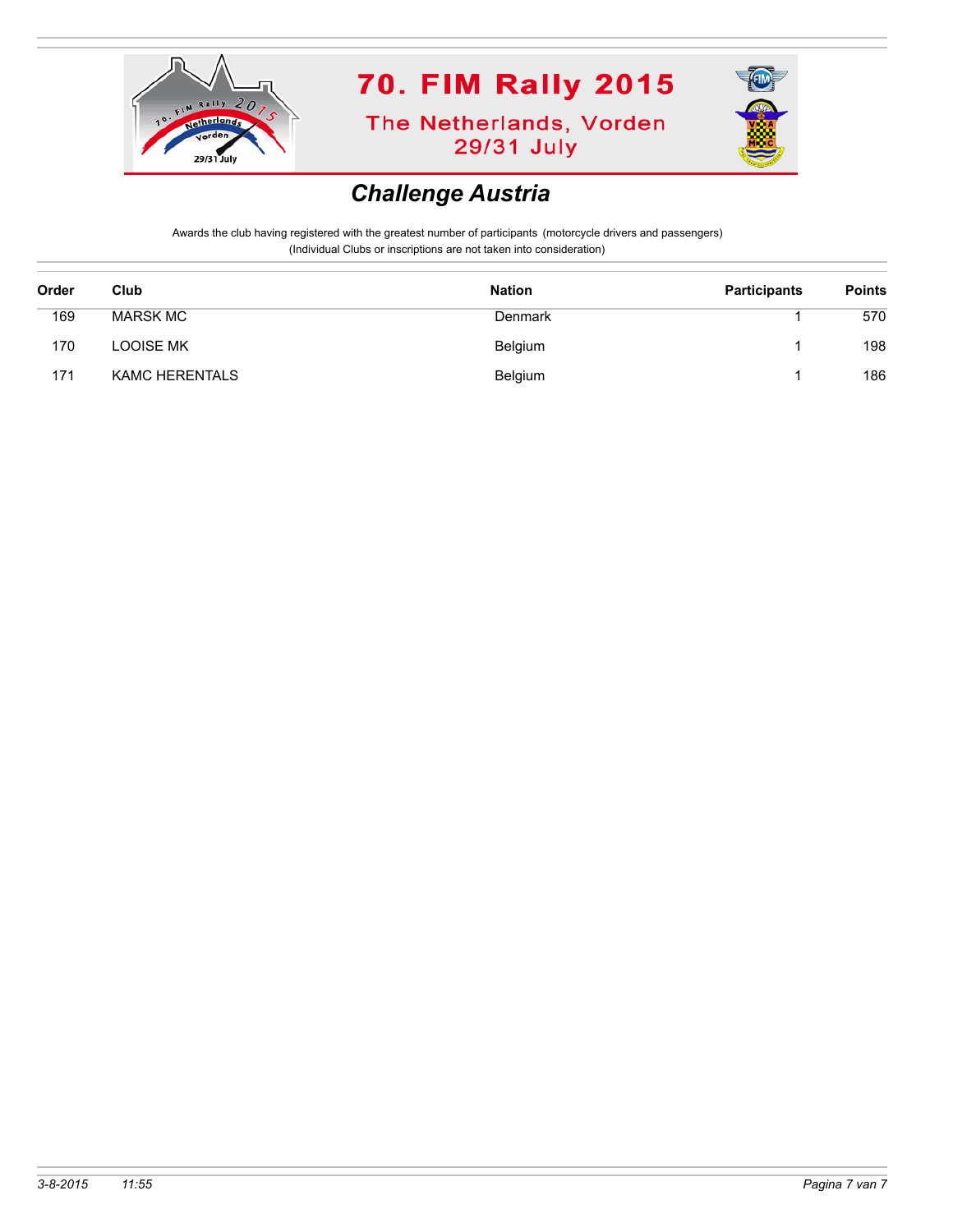# 70. FIM Rally 2015

The Netherlands, Vorden
29/31 July

## *Challenge Austria*

Awards the club having registered with the greatest number of participants (motorcycle drivers and passengers)
(Individual Clubs or inscriptions are not taken into consideration)

| Order | Club | Nation | Participants | Points |
|---|---|---|---|---|
| 169 | MARSK MC | Denmark | 1 | 570 |
| 170 | LOOISE MK | Belgium | 1 | 198 |
| 171 | KAMC HERENTALS | Belgium | 1 | 186 |

*3-8-2015 11:55*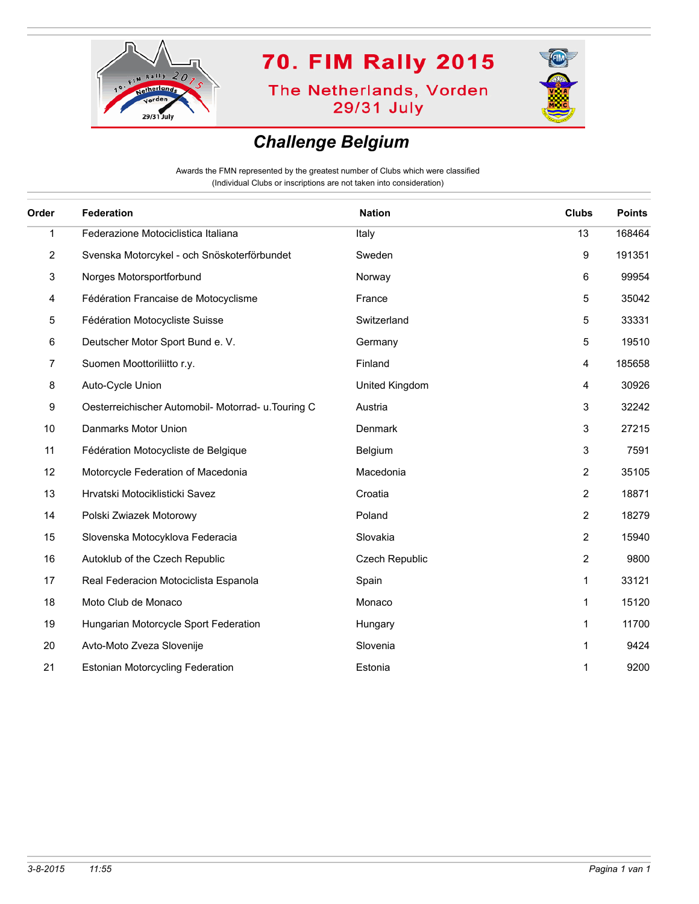70. FIM Rally 2015

The Netherlands, Vorden
29/31 July

## Challenge Belgium

Awards the FMN represented by the greatest number of Clubs which were classified
(Individual Clubs or inscriptions are not taken into consideration)

| Order | Federation | Nation | Clubs | Points |
|---|---|---|---|---|
| 1 | Federazione Motociclistica Italiana | Italy | 13 | 168464 |
| 2 | Svenska Motorcykel - och Snöskoterförbundet | Sweden | 9 | 191351 |
| 3 | Norges Motorsportforbund | Norway | 6 | 99954 |
| 4 | Fédération Francaise de Motocyclisme | France | 5 | 35042 |
| 5 | Fédération Motocycliste Suisse | Switzerland | 5 | 33331 |
| 6 | Deutscher Motor Sport Bund e. V. | Germany | 5 | 19510 |
| 7 | Suomen Moottoriliitto r.y. | Finland | 4 | 185658 |
| 8 | Auto-Cycle Union | United Kingdom | 4 | 30926 |
| 9 | Oesterreichischer Automobil- Motorrad- u.Touring C | Austria | 3 | 32242 |
| 10 | Danmarks Motor Union | Denmark | 3 | 27215 |
| 11 | Fédération Motocycliste de Belgique | Belgium | 3 | 7591 |
| 12 | Motorcycle Federation of Macedonia | Macedonia | 2 | 35105 |
| 13 | Hrvatski Motociklisticki Savez | Croatia | 2 | 18871 |
| 14 | Polski Zwiazek Motorowy | Poland | 2 | 18279 |
| 15 | Slovenska Motocyklova Federacia | Slovakia | 2 | 15940 |
| 16 | Autoklub of the Czech Republic | Czech Republic | 2 | 9800 |
| 17 | Real Federacion Motociclista Espanola | Spain | 1 | 33121 |
| 18 | Moto Club de Monaco | Monaco | 1 | 15120 |
| 19 | Hungarian Motorcycle Sport Federation | Hungary | 1 | 11700 |
| 20 | Avto-Moto Zveza Slovenije | Slovenia | 1 | 9424 |
| 21 | Estonian Motorcycling Federation | Estonia | 1 | 9200 |

*3-8-2015 11:55*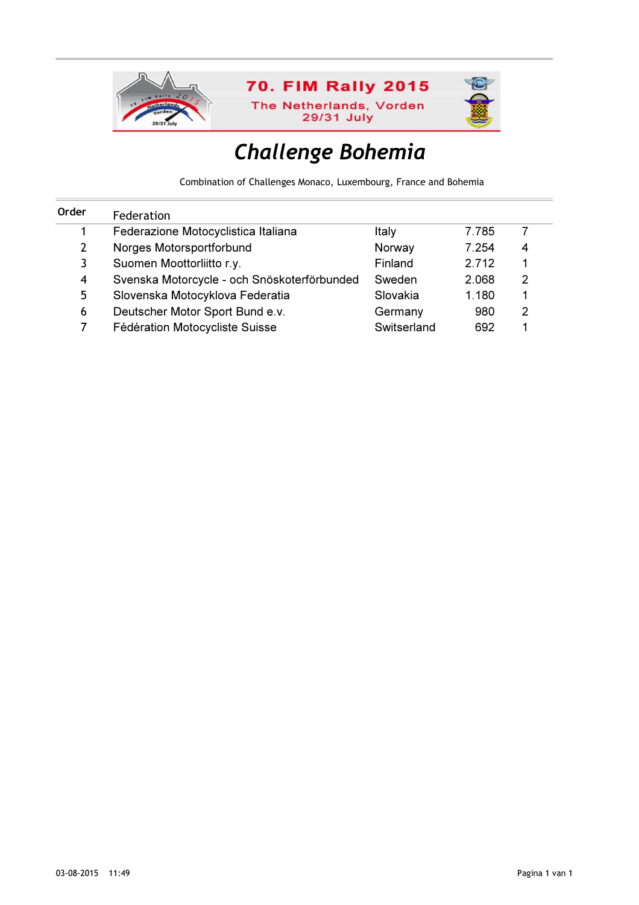70. FIM Rally 2015

The Netherlands, Vorden

29/31 July

# *Challenge Bohemia*

Combination of Challenges Monaco, Luxembourg, France and Bohemia

| Order | Federation | | | |
|---|---|---|---|---|
| 1 | Federazione Motocyclistica Italiana | Italy | 7.785 | 7 |
| 2 | Norges Motorsportforbund | Norway | 7.254 | 4 |
| 3 | Suomen Moottorliitto r.y. | Finland | 2.712 | 1 |
| 4 | Svenska Motorcycle - och Snöskoterförbunded | Sweden | 2.068 | 2 |
| 5 | Slovenska Motocyklova Federatia | Slovakia | 1.180 | 1 |
| 6 | Deutscher Motor Sport Bund e.v. | Germany | 980 | 2 |
| 7 | Fédération Motocycliste Suisse | Switserland | 692 | 1 |

03-08-2015 11:49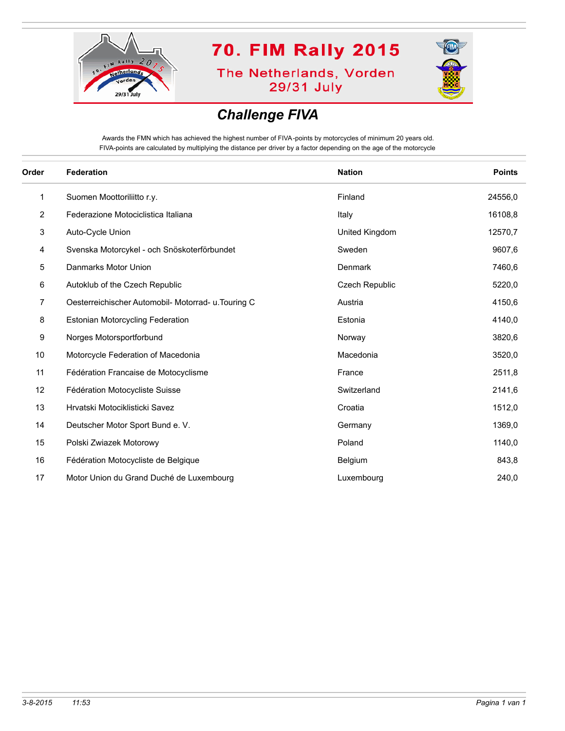# 70. FIM Rally 2015

The Netherlands, Vorden
29/31 July

## Challenge FIVA

Awards the FMN which has achieved the highest number of FIVA-points by motorcycles of minimum 20 years old.
FIVA-points are calculated by multiplying the distance per driver by a factor depending on the age of the motorcycle

| Order | Federation | Nation | Points |
|---|---|---|---|
| 1 | Suomen Moottoriliitto r.y. | Finland | 24556,0 |
| 2 | Federazione Motociclistica Italiana | Italy | 16108,8 |
| 3 | Auto-Cycle Union | United Kingdom | 12570,7 |
| 4 | Svenska Motorcykel - och Snöskoterförbundet | Sweden | 9607,6 |
| 5 | Danmarks Motor Union | Denmark | 7460,6 |
| 6 | Autoklub of the Czech Republic | Czech Republic | 5220,0 |
| 7 | Oesterreichischer Automobil- Motorrad- u.Touring C | Austria | 4150,6 |
| 8 | Estonian Motorcycling Federation | Estonia | 4140,0 |
| 9 | Norges Motorsportforbund | Norway | 3820,6 |
| 10 | Motorcycle Federation of Macedonia | Macedonia | 3520,0 |
| 11 | Fédération Francaise de Motocyclisme | France | 2511,8 |
| 12 | Fédération Motocycliste Suisse | Switzerland | 2141,6 |
| 13 | Hrvatski Motociklisticki Savez | Croatia | 1512,0 |
| 14 | Deutscher Motor Sport Bund e. V. | Germany | 1369,0 |
| 15 | Polski Zwiazek Motorowy | Poland | 1140,0 |
| 16 | Fédération Motocycliste de Belgique | Belgium | 843,8 |
| 17 | Motor Union du Grand Duché de Luxembourg | Luxembourg | 240,0 |

3-8-2015 11:53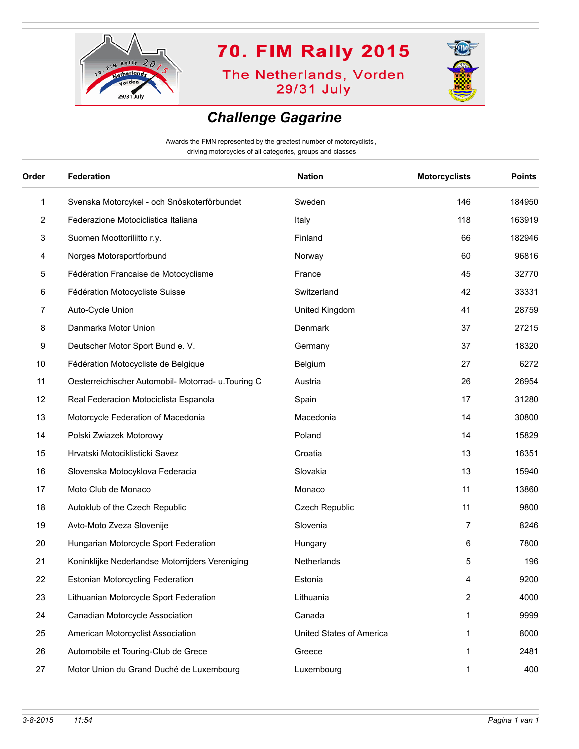# 70. FIM Rally 2015

The Netherlands, Vorden
29/31 July

## *Challenge Gagarine*

Awards the FMN represented by the greatest number of motorcyclists ,
driving motorcycles of all categories, groups and classes

| Order | Federation | Nation | Motorcyclists | Points |
|---|---|---|---|---|
| 1 | Svenska Motorcykel - och Snöskoterförbundet | Sweden | 146 | 184950 |
| 2 | Federazione Motociclistica Italiana | Italy | 118 | 163919 |
| 3 | Suomen Moottoriliitto r.y. | Finland | 66 | 182946 |
| 4 | Norges Motorsportforbund | Norway | 60 | 96816 |
| 5 | Fédération Francaise de Motocyclisme | France | 45 | 32770 |
| 6 | Fédération Motocycliste Suisse | Switzerland | 42 | 33331 |
| 7 | Auto-Cycle Union | United Kingdom | 41 | 28759 |
| 8 | Danmarks Motor Union | Denmark | 37 | 27215 |
| 9 | Deutscher Motor Sport Bund e. V. | Germany | 37 | 18320 |
| 10 | Fédération Motocycliste de Belgique | Belgium | 27 | 6272 |
| 11 | Oesterreichischer Automobil- Motorrad- u.Touring C | Austria | 26 | 26954 |
| 12 | Real Federacion Motociclista Espanola | Spain | 17 | 31280 |
| 13 | Motorcycle Federation of Macedonia | Macedonia | 14 | 30800 |
| 14 | Polski Zwiazek Motorowy | Poland | 14 | 15829 |
| 15 | Hrvatski Motociklisticki Savez | Croatia | 13 | 16351 |
| 16 | Slovenska Motocyklova Federacia | Slovakia | 13 | 15940 |
| 17 | Moto Club de Monaco | Monaco | 11 | 13860 |
| 18 | Autoklub of the Czech Republic | Czech Republic | 11 | 9800 |
| 19 | Avto-Moto Zveza Slovenije | Slovenia | 7 | 8246 |
| 20 | Hungarian Motorcycle Sport Federation | Hungary | 6 | 7800 |
| 21 | Koninklijke Nederlandse Motorrijders Vereniging | Netherlands | 5 | 196 |
| 22 | Estonian Motorcycling Federation | Estonia | 4 | 9200 |
| 23 | Lithuanian Motorcycle Sport Federation | Lithuania | 2 | 4000 |
| 24 | Canadian Motorcycle Association | Canada | 1 | 9999 |
| 25 | American Motorcyclist Association | United States of America | 1 | 8000 |
| 26 | Automobile et Touring-Club de Grece | Greece | 1 | 2481 |
| 27 | Motor Union du Grand Duché de Luxembourg | Luxembourg | 1 | 400 |

*3-8-2015 11:54*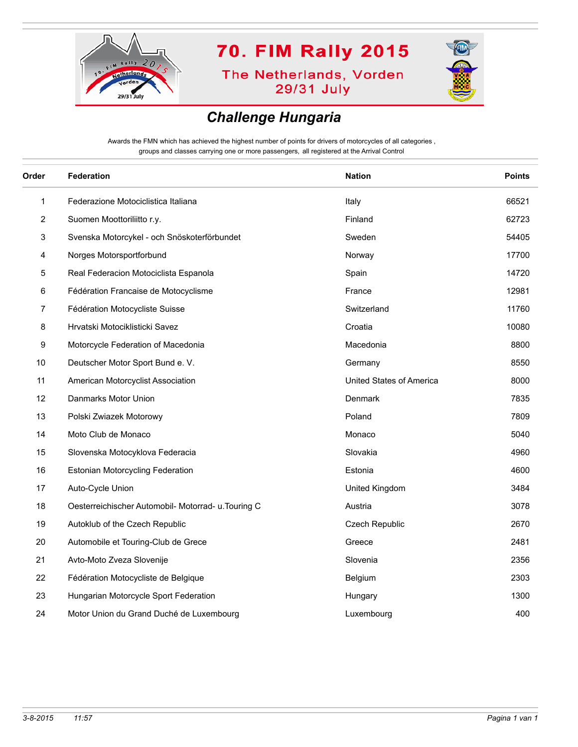# 70. FIM Rally 2015

The Netherlands, Vorden
29/31 July

## *Challenge Hungaria*

Awards the FMN which has achieved the highest number of points for drivers of motorcycles of all categories , groups and classes carrying one or more passengers, all registered at the Arrival Control

| Order | Federation | Nation | Points |
|---|---|---|---|
| 1 | Federazione Motociclistica Italiana | Italy | 66521 |
| 2 | Suomen Moottoriliitto r.y. | Finland | 62723 |
| 3 | Svenska Motorcykel - och Snöskoterförbundet | Sweden | 54405 |
| 4 | Norges Motorsportforbund | Norway | 17700 |
| 5 | Real Federacion Motociclista Espanola | Spain | 14720 |
| 6 | Fédération Francaise de Motocyclisme | France | 12981 |
| 7 | Fédération Motocycliste Suisse | Switzerland | 11760 |
| 8 | Hrvatski Motociklisticki Savez | Croatia | 10080 |
| 9 | Motorcycle Federation of Macedonia | Macedonia | 8800 |
| 10 | Deutscher Motor Sport Bund e. V. | Germany | 8550 |
| 11 | American Motorcyclist Association | United States of America | 8000 |
| 12 | Danmarks Motor Union | Denmark | 7835 |
| 13 | Polski Zwiazek Motorowy | Poland | 7809 |
| 14 | Moto Club de Monaco | Monaco | 5040 |
| 15 | Slovenska Motocyklova Federacia | Slovakia | 4960 |
| 16 | Estonian Motorcycling Federation | Estonia | 4600 |
| 17 | Auto-Cycle Union | United Kingdom | 3484 |
| 18 | Oesterreichischer Automobil- Motorrad- u.Touring C | Austria | 3078 |
| 19 | Autoklub of the Czech Republic | Czech Republic | 2670 |
| 20 | Automobile et Touring-Club de Grece | Greece | 2481 |
| 21 | Avto-Moto Zveza Slovenije | Slovenia | 2356 |
| 22 | Fédération Motocycliste de Belgique | Belgium | 2303 |
| 23 | Hungarian Motorcycle Sport Federation | Hungary | 1300 |
| 24 | Motor Union du Grand Duché de Luxembourg | Luxembourg | 400 |

*3-8-2015 11:57*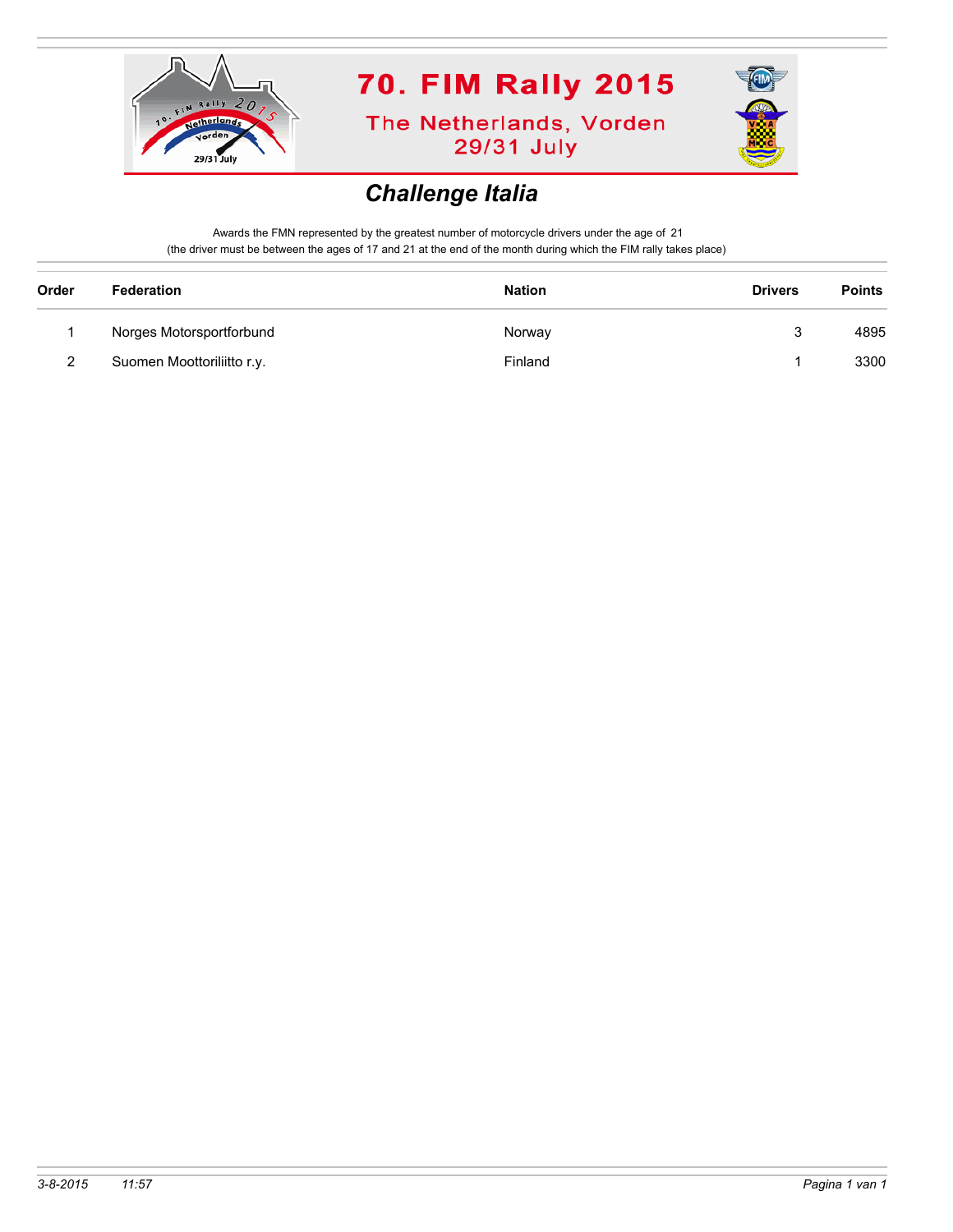# 70. FIM Rally 2015

The Netherlands, Vorden
29/31 July

## *Challenge Italia*

Awards the FMN represented by the greatest number of motorcycle drivers under the age of 21
(the driver must be between the ages of 17 and 21 at the end of the month during which the FIM rally takes place)

| Order | Federation | Nation | Drivers | Points |
|---|---|---|---|---|
| 1 | Norges Motorsportforbund | Norway | 3 | 4895 |
| 2 | Suomen Moottoriliitto r.y. | Finland | 1 | 3300 |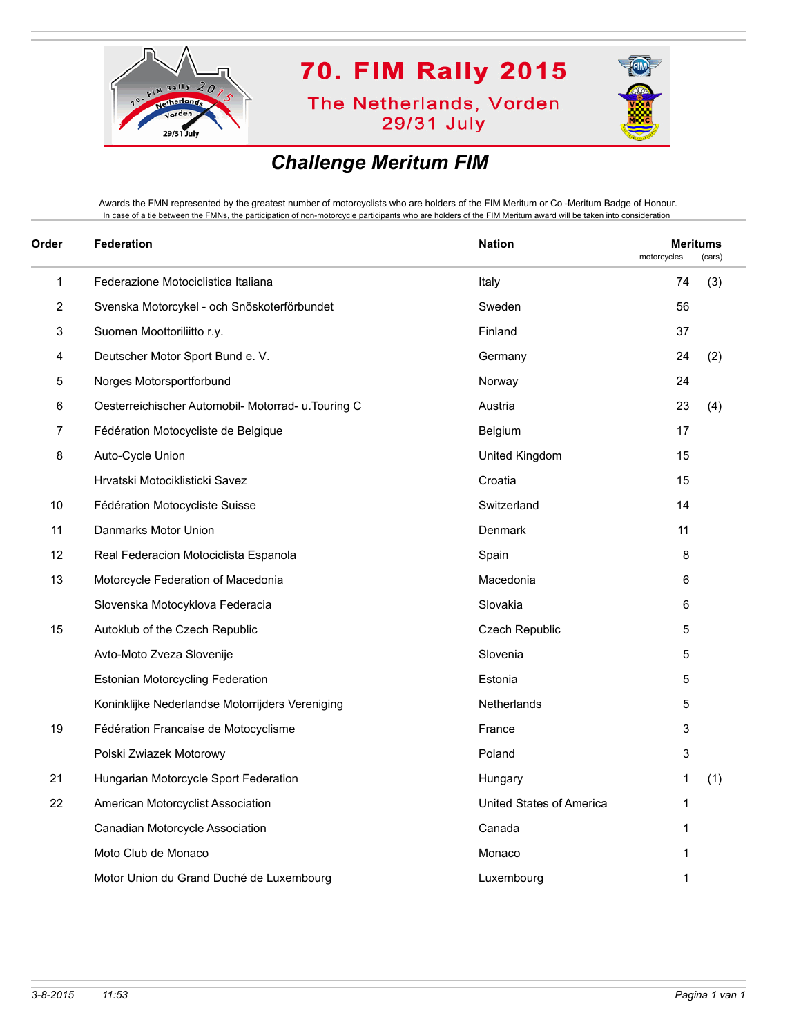# 70. FIM Rally 2015

The Netherlands, Vorden
29/31 July

## *Challenge Meritum FIM*

Awards the FMN represented by the greatest number of motorcyclists who are holders of the FIM Meritum or Co -Meritum Badge of Honour.
In case of a tie between the FMNs, the participation of non-motorcycle participants who are holders of the FIM Meritum award will be taken into consideration

| Order | Federation | Nation | Meritums motorcycles | (cars) |
|---|---|---|---|---|
| 1 | Federazione Motociclistica Italiana | Italy | 74 | (3) |
| 2 | Svenska Motorcykel - och Snöskoterförbundet | Sweden | 56 | |
| 3 | Suomen Moottoriliitto r.y. | Finland | 37 | |
| 4 | Deutscher Motor Sport Bund e. V. | Germany | 24 | (2) |
| 5 | Norges Motorsportforbund | Norway | 24 | |
| 6 | Oesterreichischer Automobil- Motorrad- u.Touring C | Austria | 23 | (4) |
| 7 | Fédération Motocycliste de Belgique | Belgium | 17 | |
| 8 | Auto-Cycle Union | United Kingdom | 15 | |
| | Hrvatski Motociklisticki Savez | Croatia | 15 | |
| 10 | Fédération Motocycliste Suisse | Switzerland | 14 | |
| 11 | Danmarks Motor Union | Denmark | 11 | |
| 12 | Real Federacion Motociclista Espanola | Spain | 8 | |
| 13 | Motorcycle Federation of Macedonia | Macedonia | 6 | |
| | Slovenska Motocyklova Federacia | Slovakia | 6 | |
| 15 | Autoklub of the Czech Republic | Czech Republic | 5 | |
| | Avto-Moto Zveza Slovenije | Slovenia | 5 | |
| | Estonian Motorcycling Federation | Estonia | 5 | |
| | Koninklijke Nederlandse Motorrijders Vereniging | Netherlands | 5 | |
| 19 | Fédération Francaise de Motocyclisme | France | 3 | |
| | Polski Zwiazek Motorowy | Poland | 3 | |
| 21 | Hungarian Motorcycle Sport Federation | Hungary | 1 | (1) |
| 22 | American Motorcyclist Association | United States of America | 1 | |
| | Canadian Motorcycle Association | Canada | 1 | |
| | Moto Club de Monaco | Monaco | 1 | |
| | Motor Union du Grand Duché de Luxembourg | Luxembourg | 1 | |

3-8-2015 11:53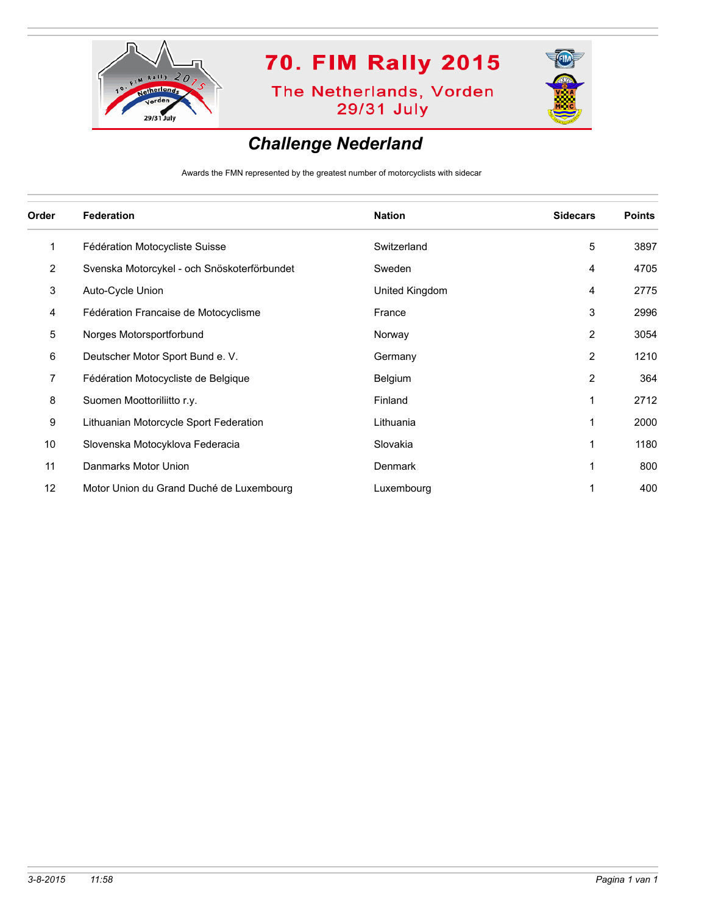70. FIM Rally 2015

The Netherlands, Vorden
29/31 July

## *Challenge Nederland*

Awards the FMN represented by the greatest number of motorcyclists with sidecar

| Order | Federation | Nation | Sidecars | Points |
|---|---|---|---|---|
| 1 | Fédération Motocycliste Suisse | Switzerland | 5 | 3897 |
| 2 | Svenska Motorcykel - och Snöskoterförbundet | Sweden | 4 | 4705 |
| 3 | Auto-Cycle Union | United Kingdom | 4 | 2775 |
| 4 | Fédération Francaise de Motocyclisme | France | 3 | 2996 |
| 5 | Norges Motorsportforbund | Norway | 2 | 3054 |
| 6 | Deutscher Motor Sport Bund e. V. | Germany | 2 | 1210 |
| 7 | Fédération Motocycliste de Belgique | Belgium | 2 | 364 |
| 8 | Suomen Moottoriliitto r.y. | Finland | 1 | 2712 |
| 9 | Lithuanian Motorcycle Sport Federation | Lithuania | 1 | 2000 |
| 10 | Slovenska Motocyklova Federacia | Slovakia | 1 | 1180 |
| 11 | Danmarks Motor Union | Denmark | 1 | 800 |
| 12 | Motor Union du Grand Duché de Luxembourg | Luxembourg | 1 | 400 |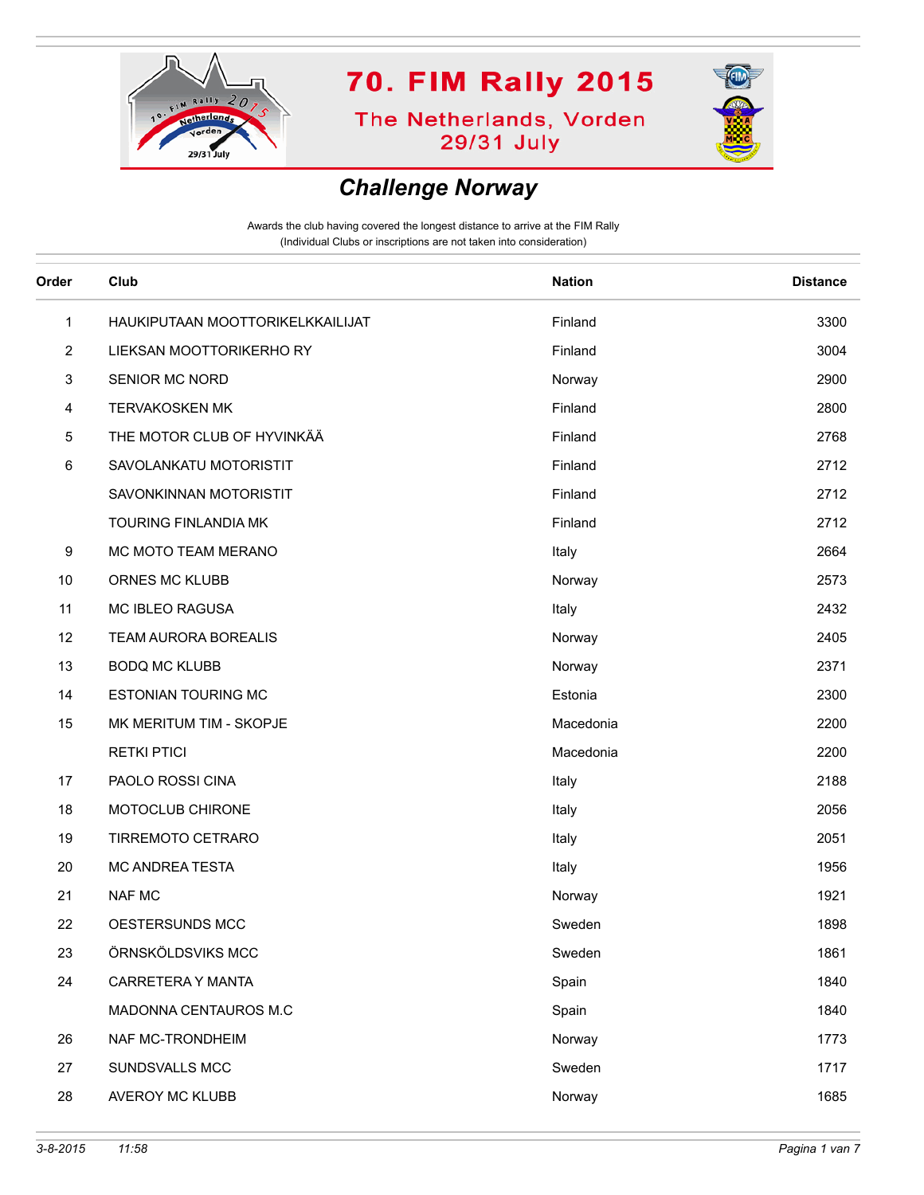# 70. FIM Rally 2015

The Netherlands, Vorden
29/31 July

## *Challenge Norway*

Awards the club having covered the longest distance to arrive at the FIM Rally
(Individual Clubs or inscriptions are not taken into consideration)

| Order | Club | Nation | Distance |
|---|---|---|---|
| 1 | HAUKIPUTAAN MOOTTORIKELKKAILIJAT | Finland | 3300 |
| 2 | LIEKSAN MOOTTORIKERHO RY | Finland | 3004 |
| 3 | SENIOR MC NORD | Norway | 2900 |
| 4 | TERVAKOSKEN MK | Finland | 2800 |
| 5 | THE MOTOR CLUB OF HYVINKÄÄ | Finland | 2768 |
| 6 | SAVOLANKATU MOTORISTIT | Finland | 2712 |
| | SAVONKINNAN MOTORISTIT | Finland | 2712 |
| | TOURING FINLANDIA MK | Finland | 2712 |
| 9 | MC MOTO TEAM MERANO | Italy | 2664 |
| 10 | ORNES MC KLUBB | Norway | 2573 |
| 11 | MC IBLEO RAGUSA | Italy | 2432 |
| 12 | TEAM AURORA BOREALIS | Norway | 2405 |
| 13 | BODQ MC KLUBB | Norway | 2371 |
| 14 | ESTONIAN TOURING MC | Estonia | 2300 |
| 15 | MK MERITUM TIM - SKOPJE | Macedonia | 2200 |
| | RETKI PTICI | Macedonia | 2200 |
| 17 | PAOLO ROSSI CINA | Italy | 2188 |
| 18 | MOTOCLUB CHIRONE | Italy | 2056 |
| 19 | TIRREMOTO CETRARO | Italy | 2051 |
| 20 | MC ANDREA TESTA | Italy | 1956 |
| 21 | NAF MC | Norway | 1921 |
| 22 | OESTERSUNDS MCC | Sweden | 1898 |
| 23 | ÖRNSKÖLDSVIKS MCC | Sweden | 1861 |
| 24 | CARRETERA Y MANTA | Spain | 1840 |
| | MADONNA CENTAUROS M.C | Spain | 1840 |
| 26 | NAF MC-TRONDHEIM | Norway | 1773 |
| 27 | SUNDSVALLS MCC | Sweden | 1717 |
| 28 | AVEROY MC KLUBB | Norway | 1685 |

*3-8-2015 11:58*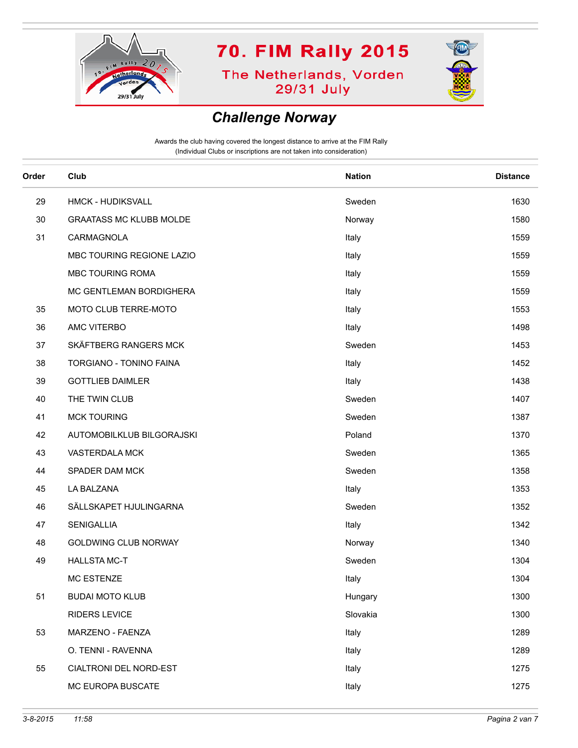70. FIM Rally 2015

The Netherlands, Vorden
29/31 July

## Challenge Norway

Awards the club having covered the longest distance to arrive at the FIM Rally
(Individual Clubs or inscriptions are not taken into consideration)

| Order | Club | Nation | Distance |
|---|---|---|---|
| 29 | HMCK - HUDIKSVALL | Sweden | 1630 |
| 30 | GRAATASS MC KLUBB MOLDE | Norway | 1580 |
| 31 | CARMAGNOLA | Italy | 1559 |
| | MBC TOURING REGIONE LAZIO | Italy | 1559 |
| | MBC TOURING ROMA | Italy | 1559 |
| | MC GENTLEMAN BORDIGHERA | Italy | 1559 |
| 35 | MOTO CLUB TERRE-MOTO | Italy | 1553 |
| 36 | AMC VITERBO | Italy | 1498 |
| 37 | SKÄFTBERG RANGERS MCK | Sweden | 1453 |
| 38 | TORGIANO - TONINO FAINA | Italy | 1452 |
| 39 | GOTTLIEB DAIMLER | Italy | 1438 |
| 40 | THE TWIN CLUB | Sweden | 1407 |
| 41 | MCK TOURING | Sweden | 1387 |
| 42 | AUTOMOBILKLUB BILGORAJSKI | Poland | 1370 |
| 43 | VASTERDALA MCK | Sweden | 1365 |
| 44 | SPADER DAM MCK | Sweden | 1358 |
| 45 | LA BALZANA | Italy | 1353 |
| 46 | SÄLLSKAPET HJULINGARNA | Sweden | 1352 |
| 47 | SENIGALLIA | Italy | 1342 |
| 48 | GOLDWING CLUB NORWAY | Norway | 1340 |
| 49 | HALLSTA MC-T | Sweden | 1304 |
| | MC ESTENZE | Italy | 1304 |
| 51 | BUDAI MOTO KLUB | Hungary | 1300 |
| | RIDERS LEVICE | Slovakia | 1300 |
| 53 | MARZENO - FAENZA | Italy | 1289 |
| | O. TENNI - RAVENNA | Italy | 1289 |
| 55 | CIALTRONI DEL NORD-EST | Italy | 1275 |
| | MC EUROPA BUSCATE | Italy | 1275 |

3-8-2015 11:58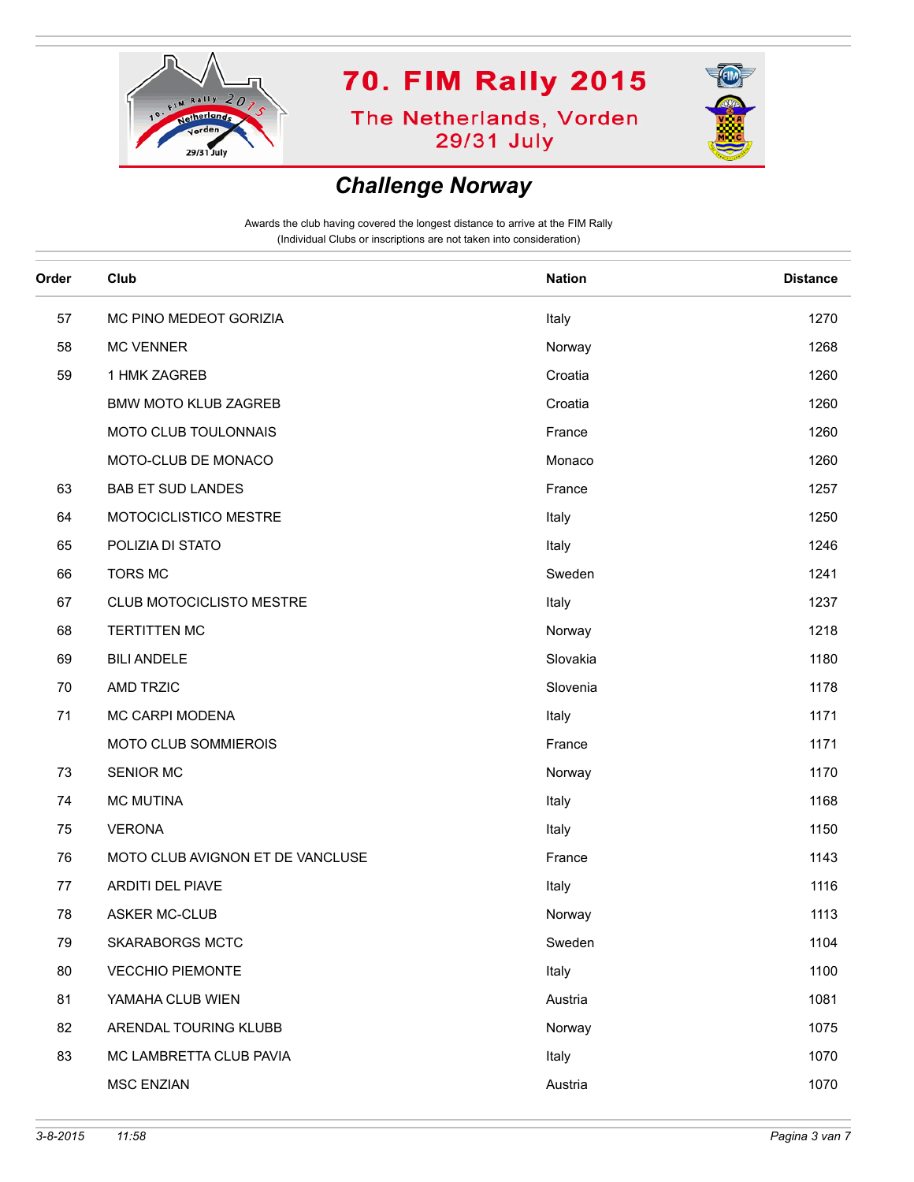# 70. FIM Rally 2015

The Netherlands, Vorden
29/31 July

## *Challenge Norway*

Awards the club having covered the longest distance to arrive at the FIM Rally
(Individual Clubs or inscriptions are not taken into consideration)

| Order | Club | Nation | Distance |
|---|---|---|---|
| 57 | MC PINO MEDEOT GORIZIA | Italy | 1270 |
| 58 | MC VENNER | Norway | 1268 |
| 59 | 1 HMK ZAGREB | Croatia | 1260 |
| | BMW MOTO KLUB ZAGREB | Croatia | 1260 |
| | MOTO CLUB TOULONNAIS | France | 1260 |
| | MOTO-CLUB DE MONACO | Monaco | 1260 |
| 63 | BAB ET SUD LANDES | France | 1257 |
| 64 | MOTOCICLISTICO MESTRE | Italy | 1250 |
| 65 | POLIZIA DI STATO | Italy | 1246 |
| 66 | TORS MC | Sweden | 1241 |
| 67 | CLUB MOTOCICLISTO MESTRE | Italy | 1237 |
| 68 | TERTITTEN MC | Norway | 1218 |
| 69 | BILI ANDELE | Slovakia | 1180 |
| 70 | AMD TRZIC | Slovenia | 1178 |
| 71 | MC CARPI MODENA | Italy | 1171 |
| | MOTO CLUB SOMMIEROIS | France | 1171 |
| 73 | SENIOR MC | Norway | 1170 |
| 74 | MC MUTINA | Italy | 1168 |
| 75 | VERONA | Italy | 1150 |
| 76 | MOTO CLUB AVIGNON ET DE VANCLUSE | France | 1143 |
| 77 | ARDITI DEL PIAVE | Italy | 1116 |
| 78 | ASKER MC-CLUB | Norway | 1113 |
| 79 | SKARABORGS MCTC | Sweden | 1104 |
| 80 | VECCHIO PIEMONTE | Italy | 1100 |
| 81 | YAMAHA CLUB WIEN | Austria | 1081 |
| 82 | ARENDAL TOURING KLUBB | Norway | 1075 |
| 83 | MC LAMBRETTA CLUB PAVIA | Italy | 1070 |
| | MSC ENZIAN | Austria | 1070 |

*3-8-2015 11:58*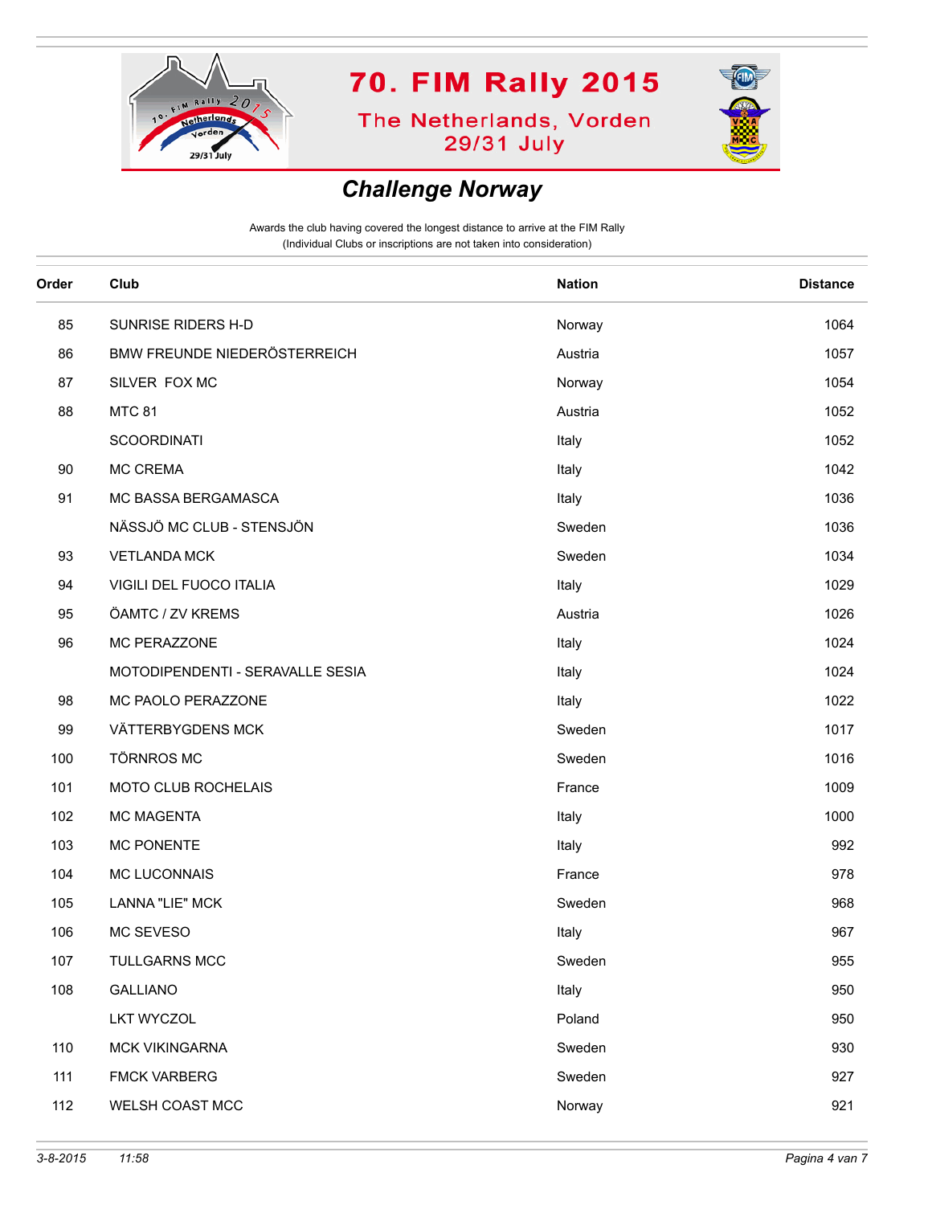# 70. FIM Rally 2015

The Netherlands, Vorden
29/31 July

## *Challenge Norway*

Awards the club having covered the longest distance to arrive at the FIM Rally
(Individual Clubs or inscriptions are not taken into consideration)

| Order | Club | Nation | Distance |
|---|---|---|---|
| 85 | SUNRISE RIDERS H-D | Norway | 1064 |
| 86 | BMW FREUNDE NIEDERÖSTERREICH | Austria | 1057 |
| 87 | SILVER  FOX MC | Norway | 1054 |
| 88 | MTC 81 | Austria | 1052 |
| | SCOORDINATI | Italy | 1052 |
| 90 | MC CREMA | Italy | 1042 |
| 91 | MC BASSA BERGAMASCA | Italy | 1036 |
| | NÄSSJÖ MC CLUB - STENSJÖN | Sweden | 1036 |
| 93 | VETLANDA MCK | Sweden | 1034 |
| 94 | VIGILI DEL FUOCO ITALIA | Italy | 1029 |
| 95 | ÖAMTC / ZV KREMS | Austria | 1026 |
| 96 | MC PERAZZONE | Italy | 1024 |
| | MOTODIPENDENTI - SERAVALLE SESIA | Italy | 1024 |
| 98 | MC PAOLO PERAZZONE | Italy | 1022 |
| 99 | VÄTTERBYGDENS MCK | Sweden | 1017 |
| 100 | TÖRNROS MC | Sweden | 1016 |
| 101 | MOTO CLUB ROCHELAIS | France | 1009 |
| 102 | MC MAGENTA | Italy | 1000 |
| 103 | MC PONENTE | Italy | 992 |
| 104 | MC LUCONNAIS | France | 978 |
| 105 | LANNA "LIE" MCK | Sweden | 968 |
| 106 | MC SEVESO | Italy | 967 |
| 107 | TULLGARNS MCC | Sweden | 955 |
| 108 | GALLIANO | Italy | 950 |
| | LKT WYCZOL | Poland | 950 |
| 110 | MCK VIKINGARNA | Sweden | 930 |
| 111 | FMCK VARBERG | Sweden | 927 |
| 112 | WELSH COAST MCC | Norway | 921 |

*3-8-2015 11:58*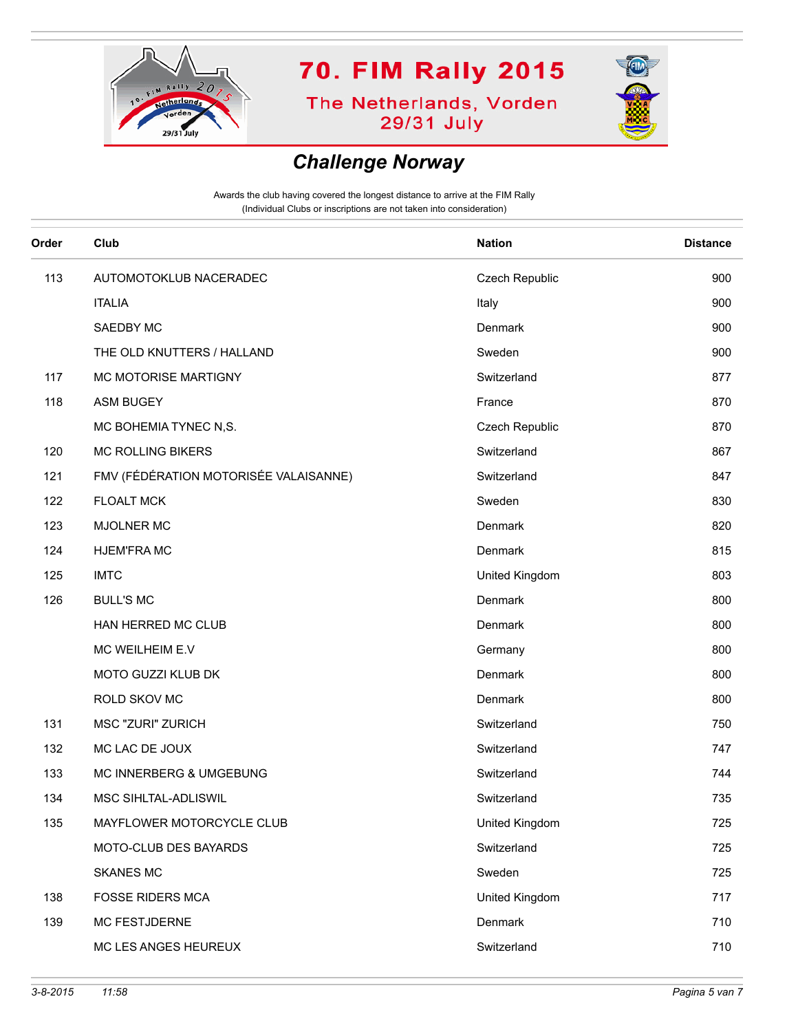# 70. FIM Rally 2015

The Netherlands, Vorden
29/31 July

## *Challenge Norway*

Awards the club having covered the longest distance to arrive at the FIM Rally
(Individual Clubs or inscriptions are not taken into consideration)

| Order | Club | Nation | Distance |
|---|---|---|---|
| 113 | AUTOMOTOKLUB NACERADEC | Czech Republic | 900 |
| | ITALIA | Italy | 900 |
| | SAEDBY MC | Denmark | 900 |
| | THE OLD KNUTTERS / HALLAND | Sweden | 900 |
| 117 | MC MOTORISE MARTIGNY | Switzerland | 877 |
| 118 | ASM BUGEY | France | 870 |
| | MC BOHEMIA TYNEC N,S. | Czech Republic | 870 |
| 120 | MC ROLLING BIKERS | Switzerland | 867 |
| 121 | FMV (FÉDÉRATION MOTORISÉE VALAISANNE) | Switzerland | 847 |
| 122 | FLOALT MCK | Sweden | 830 |
| 123 | MJOLNER MC | Denmark | 820 |
| 124 | HJEM'FRA MC | Denmark | 815 |
| 125 | IMTC | United Kingdom | 803 |
| 126 | BULL'S MC | Denmark | 800 |
| | HAN HERRED MC CLUB | Denmark | 800 |
| | MC WEILHEIM E.V | Germany | 800 |
| | MOTO GUZZI KLUB DK | Denmark | 800 |
| | ROLD SKOV MC | Denmark | 800 |
| 131 | MSC "ZURI" ZURICH | Switzerland | 750 |
| 132 | MC LAC DE JOUX | Switzerland | 747 |
| 133 | MC INNERBERG & UMGEBUNG | Switzerland | 744 |
| 134 | MSC SIHLTAL-ADLISWIL | Switzerland | 735 |
| 135 | MAYFLOWER MOTORCYCLE CLUB | United Kingdom | 725 |
| | MOTO-CLUB DES BAYARDS | Switzerland | 725 |
| | SKANES MC | Sweden | 725 |
| 138 | FOSSE RIDERS MCA | United Kingdom | 717 |
| 139 | MC FESTJDERNE | Denmark | 710 |
| | MC LES ANGES HEUREUX | Switzerland | 710 |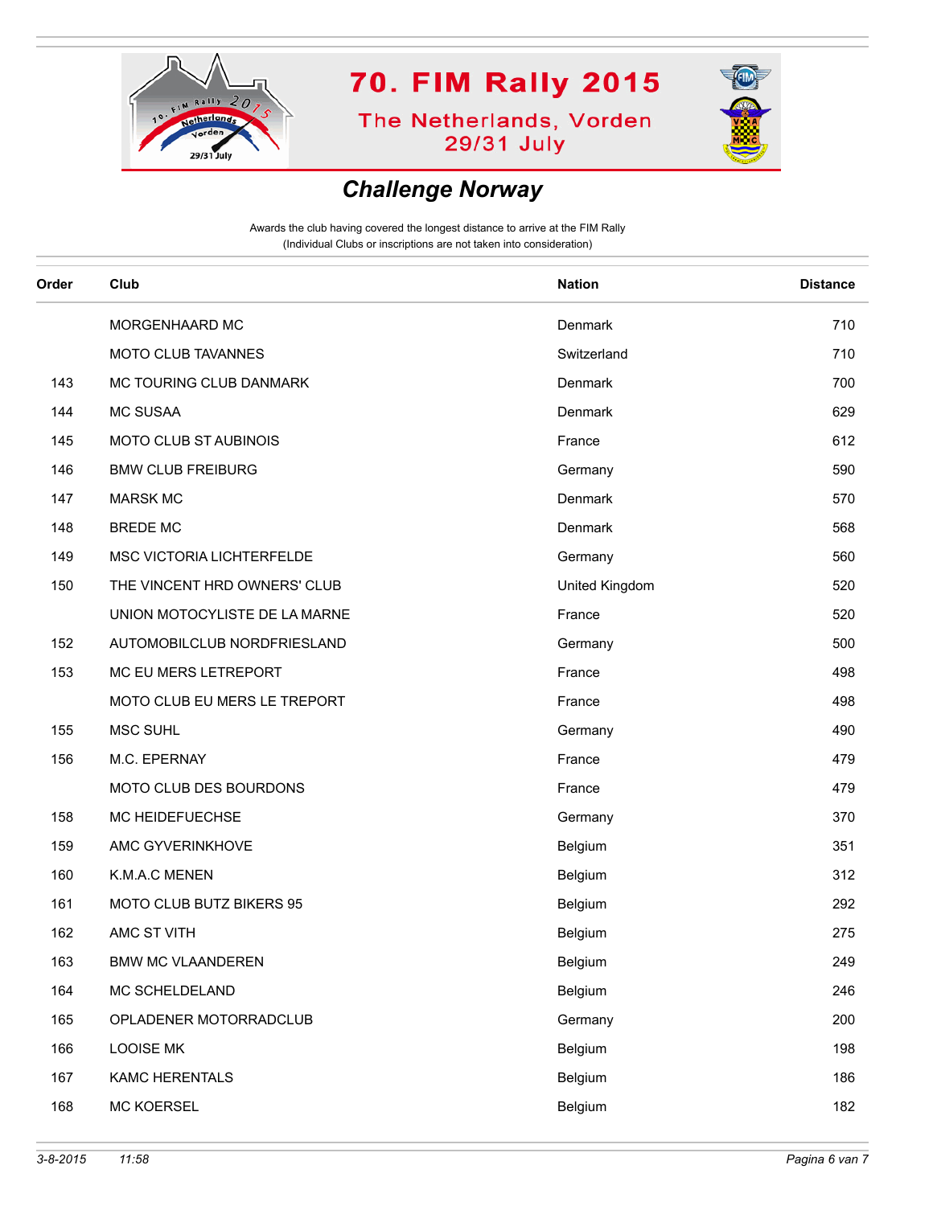# 70. FIM Rally 2015

The Netherlands, Vorden
29/31 July

## *Challenge Norway*

Awards the club having covered the longest distance to arrive at the FIM Rally
(Individual Clubs or inscriptions are not taken into consideration)

| Order | Club | Nation | Distance |
|---|---|---|---|
| | MORGENHAARD MC | Denmark | 710 |
| | MOTO CLUB TAVANNES | Switzerland | 710 |
| 143 | MC TOURING CLUB DANMARK | Denmark | 700 |
| 144 | MC SUSAA | Denmark | 629 |
| 145 | MOTO CLUB ST AUBINOIS | France | 612 |
| 146 | BMW CLUB FREIBURG | Germany | 590 |
| 147 | MARSK MC | Denmark | 570 |
| 148 | BREDE MC | Denmark | 568 |
| 149 | MSC VICTORIA LICHTERFELDE | Germany | 560 |
| 150 | THE VINCENT HRD OWNERS' CLUB | United Kingdom | 520 |
| | UNION MOTOCYLISTE DE LA MARNE | France | 520 |
| 152 | AUTOMOBILCLUB NORDFRIESLAND | Germany | 500 |
| 153 | MC EU MERS LETREPORT | France | 498 |
| | MOTO CLUB EU MERS LE TREPORT | France | 498 |
| 155 | MSC SUHL | Germany | 490 |
| 156 | M.C. EPERNAY | France | 479 |
| | MOTO CLUB DES BOURDONS | France | 479 |
| 158 | MC HEIDEFUECHSE | Germany | 370 |
| 159 | AMC GYVERINKHOVE | Belgium | 351 |
| 160 | K.M.A.C MENEN | Belgium | 312 |
| 161 | MOTO CLUB BUTZ BIKERS 95 | Belgium | 292 |
| 162 | AMC ST VITH | Belgium | 275 |
| 163 | BMW MC VLAANDEREN | Belgium | 249 |
| 164 | MC SCHELDELAND | Belgium | 246 |
| 165 | OPLADENER MOTORRADCLUB | Germany | 200 |
| 166 | LOOISE MK | Belgium | 198 |
| 167 | KAMC HERENTALS | Belgium | 186 |
| 168 | MC KOERSEL | Belgium | 182 |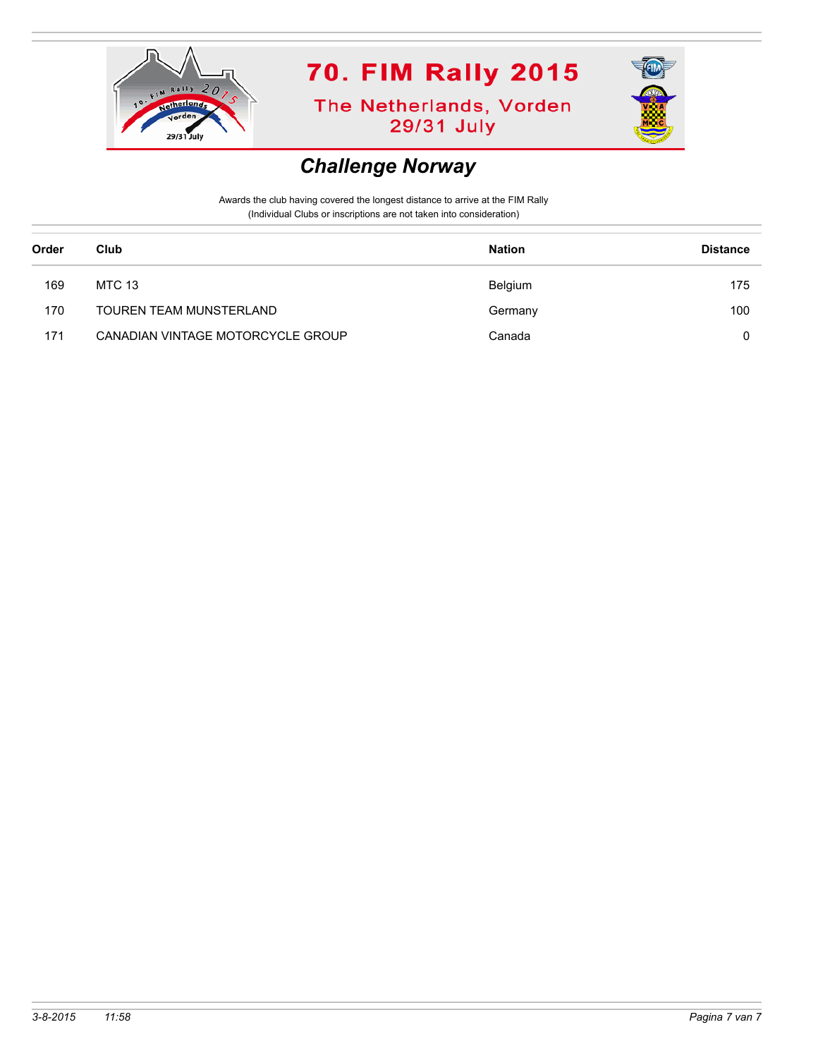# 70. FIM Rally 2015

The Netherlands, Vorden
29/31 July

## *Challenge Norway*

Awards the club having covered the longest distance to arrive at the FIM Rally
(Individual Clubs or inscriptions are not taken into consideration)

| Order | Club | Nation | Distance |
|---|---|---|---|
| 169 | MTC 13 | Belgium | 175 |
| 170 | TOUREN TEAM MUNSTERLAND | Germany | 100 |
| 171 | CANADIAN VINTAGE MOTORCYCLE GROUP | Canada | 0 |

*3-8-2015 11:58*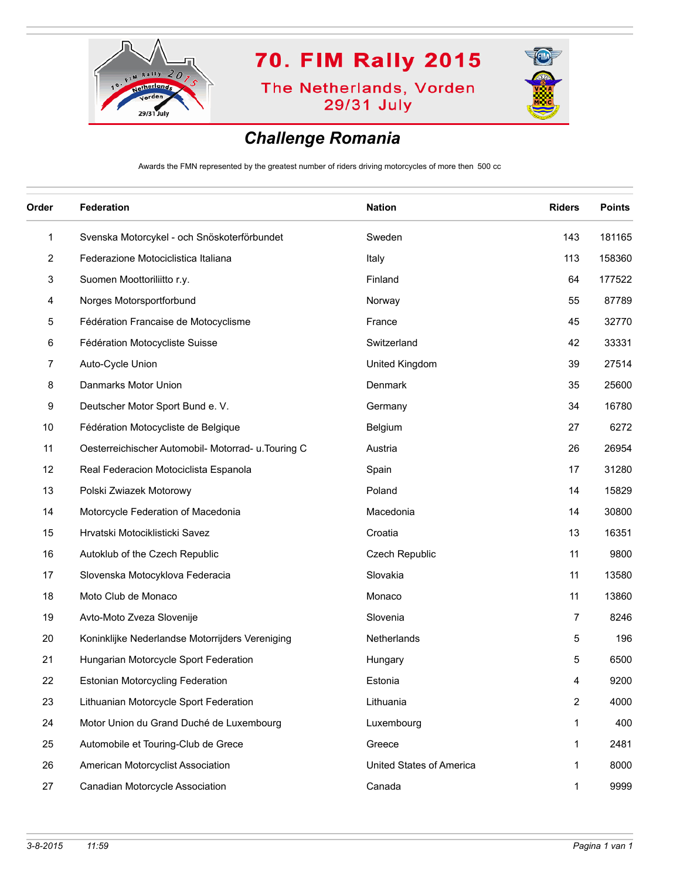# 70. FIM Rally 2015

## The Netherlands, Vorden 29/31 July

## *Challenge Romania*

Awards the FMN represented by the greatest number of riders driving motorcycles of more then 500 cc

| Order | Federation | Nation | Riders | Points |
|---|---|---|---|---|
| 1 | Svenska Motorcykel - och Snöskoterförbundet | Sweden | 143 | 181165 |
| 2 | Federazione Motociclistica Italiana | Italy | 113 | 158360 |
| 3 | Suomen Moottoriliitto r.y. | Finland | 64 | 177522 |
| 4 | Norges Motorsportforbund | Norway | 55 | 87789 |
| 5 | Fédération Francaise de Motocyclisme | France | 45 | 32770 |
| 6 | Fédération Motocycliste Suisse | Switzerland | 42 | 33331 |
| 7 | Auto-Cycle Union | United Kingdom | 39 | 27514 |
| 8 | Danmarks Motor Union | Denmark | 35 | 25600 |
| 9 | Deutscher Motor Sport Bund e. V. | Germany | 34 | 16780 |
| 10 | Fédération Motocycliste de Belgique | Belgium | 27 | 6272 |
| 11 | Oesterreichischer Automobil- Motorrad- u.Touring C | Austria | 26 | 26954 |
| 12 | Real Federacion Motociclista Espanola | Spain | 17 | 31280 |
| 13 | Polski Zwiazek Motorowy | Poland | 14 | 15829 |
| 14 | Motorcycle Federation of Macedonia | Macedonia | 14 | 30800 |
| 15 | Hrvatski Motociklisticki Savez | Croatia | 13 | 16351 |
| 16 | Autoklub of the Czech Republic | Czech Republic | 11 | 9800 |
| 17 | Slovenska Motocyklova Federacia | Slovakia | 11 | 13580 |
| 18 | Moto Club de Monaco | Monaco | 11 | 13860 |
| 19 | Avto-Moto Zveza Slovenije | Slovenia | 7 | 8246 |
| 20 | Koninklijke Nederlandse Motorrijders Vereniging | Netherlands | 5 | 196 |
| 21 | Hungarian Motorcycle Sport Federation | Hungary | 5 | 6500 |
| 22 | Estonian Motorcycling Federation | Estonia | 4 | 9200 |
| 23 | Lithuanian Motorcycle Sport Federation | Lithuania | 2 | 4000 |
| 24 | Motor Union du Grand Duché de Luxembourg | Luxembourg | 1 | 400 |
| 25 | Automobile et Touring-Club de Grece | Greece | 1 | 2481 |
| 26 | American Motorcyclist Association | United States of America | 1 | 8000 |
| 27 | Canadian Motorcycle Association | Canada | 1 | 9999 |

*3-8-2015 11:59*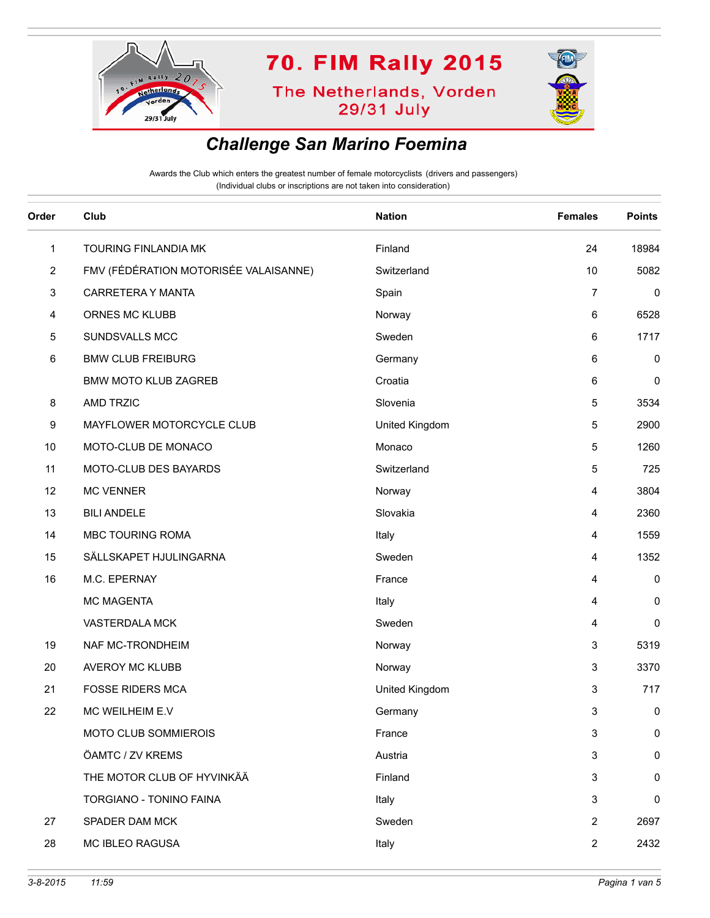# 70. FIM Rally 2015

## The Netherlands, Vorden 29/31 July

## *Challenge San Marino Foemina*

Awards the Club which enters the greatest number of female motorcyclists (drivers and passengers)
(Individual clubs or inscriptions are not taken into consideration)

| Order | Club | Nation | Females | Points |
|---|---|---|---|---|
| 1 | TOURING FINLANDIA MK | Finland | 24 | 18984 |
| 2 | FMV (FÉDÉRATION MOTORISÉE VALAISANNE) | Switzerland | 10 | 5082 |
| 3 | CARRETERA Y MANTA | Spain | 7 | 0 |
| 4 | ORNES MC KLUBB | Norway | 6 | 6528 |
| 5 | SUNDSVALLS MCC | Sweden | 6 | 1717 |
| 6 | BMW CLUB FREIBURG | Germany | 6 | 0 |
| | BMW MOTO KLUB ZAGREB | Croatia | 6 | 0 |
| 8 | AMD TRZIC | Slovenia | 5 | 3534 |
| 9 | MAYFLOWER MOTORCYCLE CLUB | United Kingdom | 5 | 2900 |
| 10 | MOTO-CLUB DE MONACO | Monaco | 5 | 1260 |
| 11 | MOTO-CLUB DES BAYARDS | Switzerland | 5 | 725 |
| 12 | MC VENNER | Norway | 4 | 3804 |
| 13 | BILI ANDELE | Slovakia | 4 | 2360 |
| 14 | MBC TOURING ROMA | Italy | 4 | 1559 |
| 15 | SÄLLSKAPET HJULINGARNA | Sweden | 4 | 1352 |
| 16 | M.C. EPERNAY | France | 4 | 0 |
| | MC MAGENTA | Italy | 4 | 0 |
| | VASTERDALA MCK | Sweden | 4 | 0 |
| 19 | NAF MC-TRONDHEIM | Norway | 3 | 5319 |
| 20 | AVEROY MC KLUBB | Norway | 3 | 3370 |
| 21 | FOSSE RIDERS MCA | United Kingdom | 3 | 717 |
| 22 | MC WEILHEIM E.V | Germany | 3 | 0 |
| | MOTO CLUB SOMMIEROIS | France | 3 | 0 |
| | ÖAMTC / ZV KREMS | Austria | 3 | 0 |
| | THE MOTOR CLUB OF HYVINKÄÄ | Finland | 3 | 0 |
| | TORGIANO - TONINO FAINA | Italy | 3 | 0 |
| 27 | SPADER DAM MCK | Sweden | 2 | 2697 |
| 28 | MC IBLEO RAGUSA | Italy | 2 | 2432 |

*3-8-2015 11:59*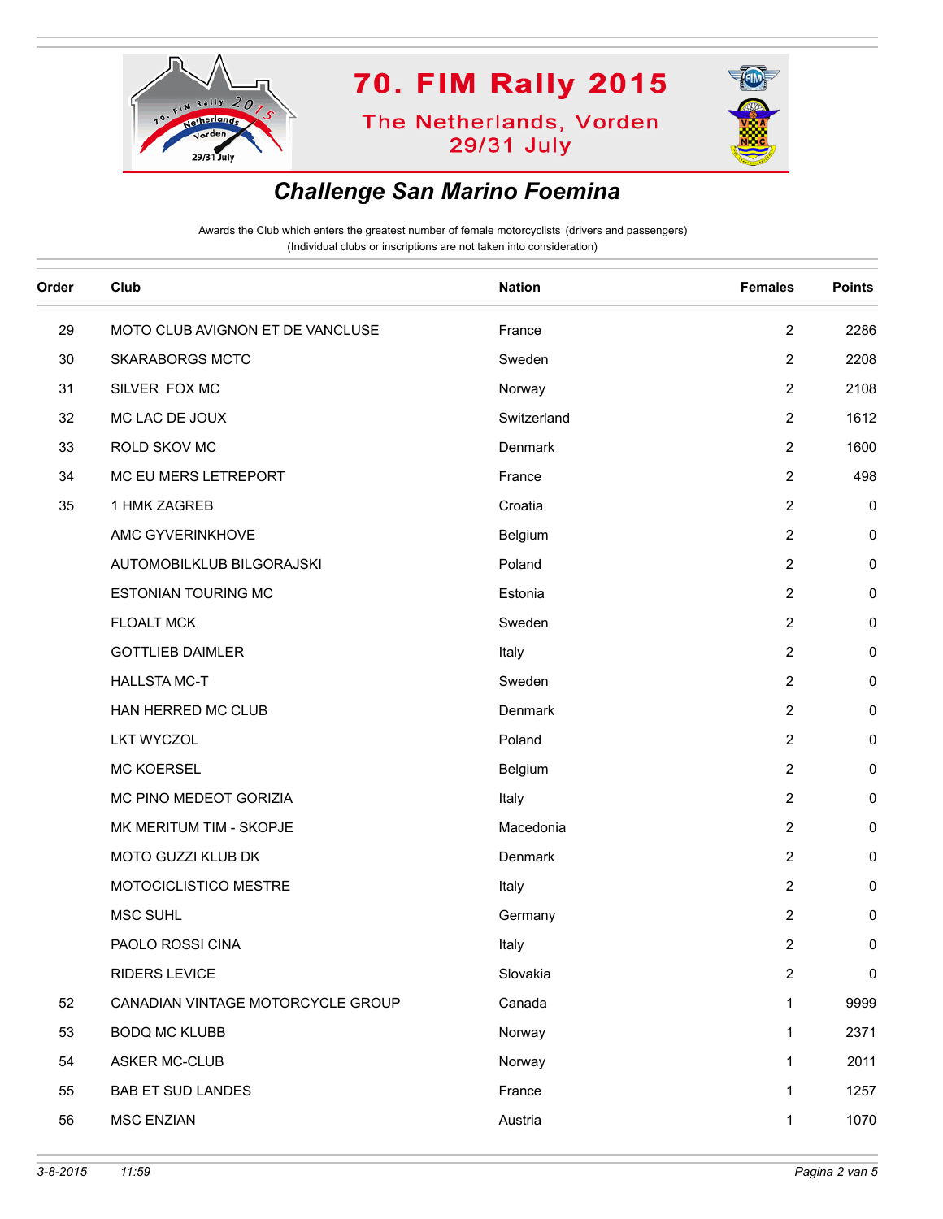# 70. FIM Rally 2015

The Netherlands, Vorden
29/31 July

## *Challenge San Marino Foemina*

Awards the Club which enters the greatest number of female motorcyclists (drivers and passengers)
(Individual clubs or inscriptions are not taken into consideration)

| Order | Club | Nation | Females | Points |
|---|---|---|---|---|
| 29 | MOTO CLUB AVIGNON ET DE VANCLUSE | France | 2 | 2286 |
| 30 | SKARABORGS MCTC | Sweden | 2 | 2208 |
| 31 | SILVER FOX MC | Norway | 2 | 2108 |
| 32 | MC LAC DE JOUX | Switzerland | 2 | 1612 |
| 33 | ROLD SKOV MC | Denmark | 2 | 1600 |
| 34 | MC EU MERS LETREPORT | France | 2 | 498 |
| 35 | 1 HMK ZAGREB | Croatia | 2 | 0 |
| | AMC GYVERINKHOVE | Belgium | 2 | 0 |
| | AUTOMOBILKLUB BILGORAJSKI | Poland | 2 | 0 |
| | ESTONIAN TOURING MC | Estonia | 2 | 0 |
| | FLOALT MCK | Sweden | 2 | 0 |
| | GOTTLIEB DAIMLER | Italy | 2 | 0 |
| | HALLSTA MC-T | Sweden | 2 | 0 |
| | HAN HERRED MC CLUB | Denmark | 2 | 0 |
| | LKT WYCZOL | Poland | 2 | 0 |
| | MC KOERSEL | Belgium | 2 | 0 |
| | MC PINO MEDEOT GORIZIA | Italy | 2 | 0 |
| | MK MERITUM TIM - SKOPJE | Macedonia | 2 | 0 |
| | MOTO GUZZI KLUB DK | Denmark | 2 | 0 |
| | MOTOCICLISTICO MESTRE | Italy | 2 | 0 |
| | MSC SUHL | Germany | 2 | 0 |
| | PAOLO ROSSI CINA | Italy | 2 | 0 |
| | RIDERS LEVICE | Slovakia | 2 | 0 |
| 52 | CANADIAN VINTAGE MOTORCYCLE GROUP | Canada | 1 | 9999 |
| 53 | BODQ MC KLUBB | Norway | 1 | 2371 |
| 54 | ASKER MC-CLUB | Norway | 1 | 2011 |
| 55 | BAB ET SUD LANDES | France | 1 | 1257 |
| 56 | MSC ENZIAN | Austria | 1 | 1070 |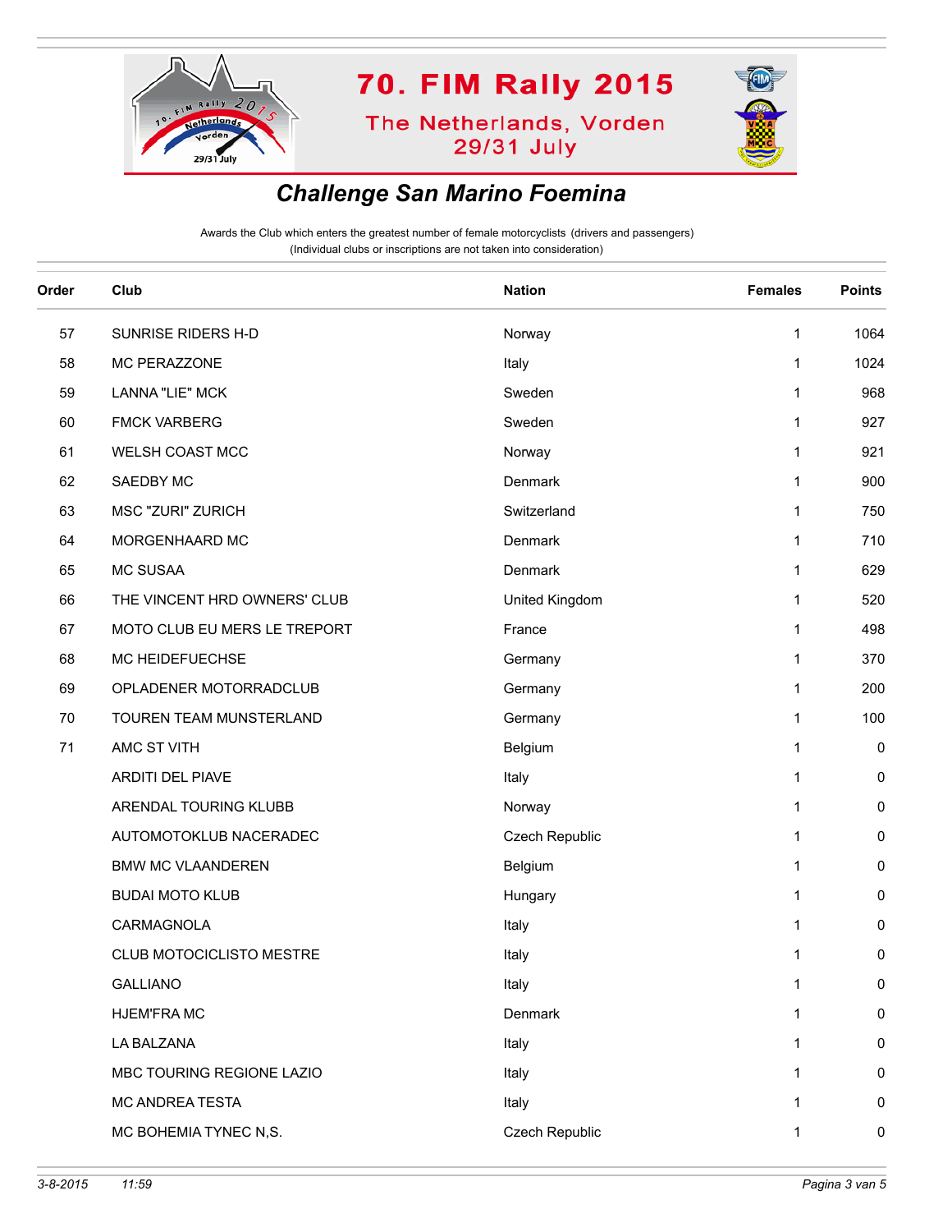70. FIM Rally 2015

The Netherlands, Vorden
29/31 July

## Challenge San Marino Foemina

Awards the Club which enters the greatest number of female motorcyclists (drivers and passengers)
(Individual clubs or inscriptions are not taken into consideration)

| Order | Club | Nation | Females | Points |
|---|---|---|---|---|
| 57 | SUNRISE RIDERS H-D | Norway | 1 | 1064 |
| 58 | MC PERAZZONE | Italy | 1 | 1024 |
| 59 | LANNA "LIE" MCK | Sweden | 1 | 968 |
| 60 | FMCK VARBERG | Sweden | 1 | 927 |
| 61 | WELSH COAST MCC | Norway | 1 | 921 |
| 62 | SAEDBY MC | Denmark | 1 | 900 |
| 63 | MSC "ZURI" ZURICH | Switzerland | 1 | 750 |
| 64 | MORGENHAARD MC | Denmark | 1 | 710 |
| 65 | MC SUSAA | Denmark | 1 | 629 |
| 66 | THE VINCENT HRD OWNERS' CLUB | United Kingdom | 1 | 520 |
| 67 | MOTO CLUB EU MERS LE TREPORT | France | 1 | 498 |
| 68 | MC HEIDEFUECHSE | Germany | 1 | 370 |
| 69 | OPLADENER MOTORRADCLUB | Germany | 1 | 200 |
| 70 | TOUREN TEAM MUNSTERLAND | Germany | 1 | 100 |
| 71 | AMC ST VITH | Belgium | 1 | 0 |
| | ARDITI DEL PIAVE | Italy | 1 | 0 |
| | ARENDAL TOURING KLUBB | Norway | 1 | 0 |
| | AUTOMOTOKLUB NACERADEC | Czech Republic | 1 | 0 |
| | BMW MC VLAANDEREN | Belgium | 1 | 0 |
| | BUDAI MOTO KLUB | Hungary | 1 | 0 |
| | CARMAGNOLA | Italy | 1 | 0 |
| | CLUB MOTOCICLISTO MESTRE | Italy | 1 | 0 |
| | GALLIANO | Italy | 1 | 0 |
| | HJEM'FRA MC | Denmark | 1 | 0 |
| | LA BALZANA | Italy | 1 | 0 |
| | MBC TOURING REGIONE LAZIO | Italy | 1 | 0 |
| | MC ANDREA TESTA | Italy | 1 | 0 |
| | MC BOHEMIA TYNEC N,S. | Czech Republic | 1 | 0 |

3-8-2015 11:59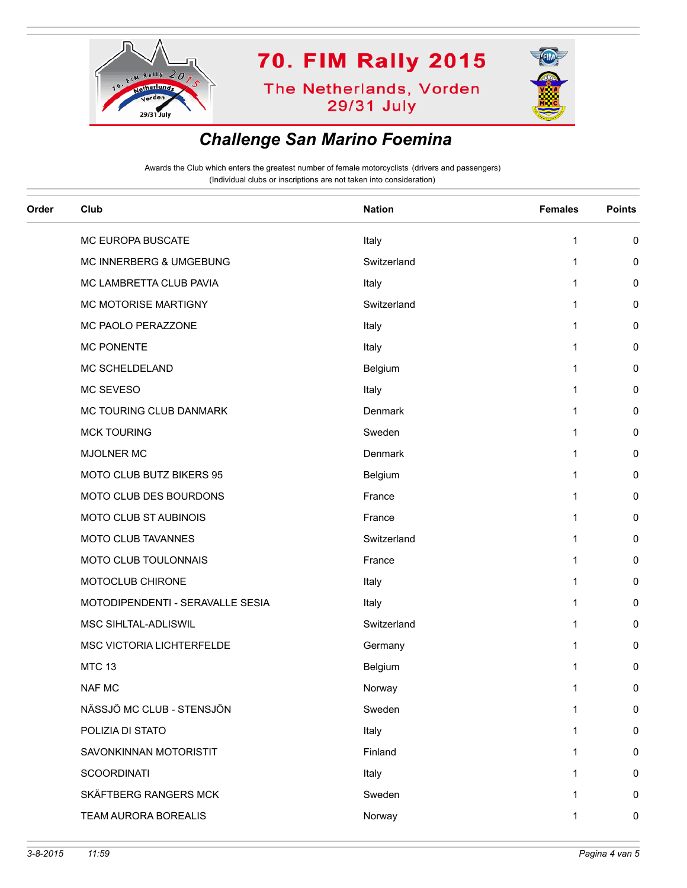# 70. FIM Rally 2015

The Netherlands, Vorden
29/31 July

## Challenge San Marino Foemina

Awards the Club which enters the greatest number of female motorcyclists (drivers and passengers)
(Individual clubs or inscriptions are not taken into consideration)

| Order | Club | Nation | Females | Points |
|---|---|---|---|---|
| | MC EUROPA BUSCATE | Italy | 1 | 0 |
| | MC INNERBERG & UMGEBUNG | Switzerland | 1 | 0 |
| | MC LAMBRETTA CLUB PAVIA | Italy | 1 | 0 |
| | MC MOTORISE MARTIGNY | Switzerland | 1 | 0 |
| | MC PAOLO PERAZZONE | Italy | 1 | 0 |
| | MC PONENTE | Italy | 1 | 0 |
| | MC SCHELDELAND | Belgium | 1 | 0 |
| | MC SEVESO | Italy | 1 | 0 |
| | MC TOURING CLUB DANMARK | Denmark | 1 | 0 |
| | MCK TOURING | Sweden | 1 | 0 |
| | MJOLNER MC | Denmark | 1 | 0 |
| | MOTO CLUB BUTZ BIKERS 95 | Belgium | 1 | 0 |
| | MOTO CLUB DES BOURDONS | France | 1 | 0 |
| | MOTO CLUB ST AUBINOIS | France | 1 | 0 |
| | MOTO CLUB TAVANNES | Switzerland | 1 | 0 |
| | MOTO CLUB TOULONNAIS | France | 1 | 0 |
| | MOTOCLUB CHIRONE | Italy | 1 | 0 |
| | MOTODIPENDENTI - SERAVALLE SESIA | Italy | 1 | 0 |
| | MSC SIHLTAL-ADLISWIL | Switzerland | 1 | 0 |
| | MSC VICTORIA LICHTERFELDE | Germany | 1 | 0 |
| | MTC 13 | Belgium | 1 | 0 |
| | NAF MC | Norway | 1 | 0 |
| | NÄSSJÖ MC CLUB - STENSJÖN | Sweden | 1 | 0 |
| | POLIZIA DI STATO | Italy | 1 | 0 |
| | SAVONKINNAN MOTORISTIT | Finland | 1 | 0 |
| | SCOORDINATI | Italy | 1 | 0 |
| | SKÄFTBERG RANGERS MCK | Sweden | 1 | 0 |
| | TEAM AURORA BOREALIS | Norway | 1 | 0 |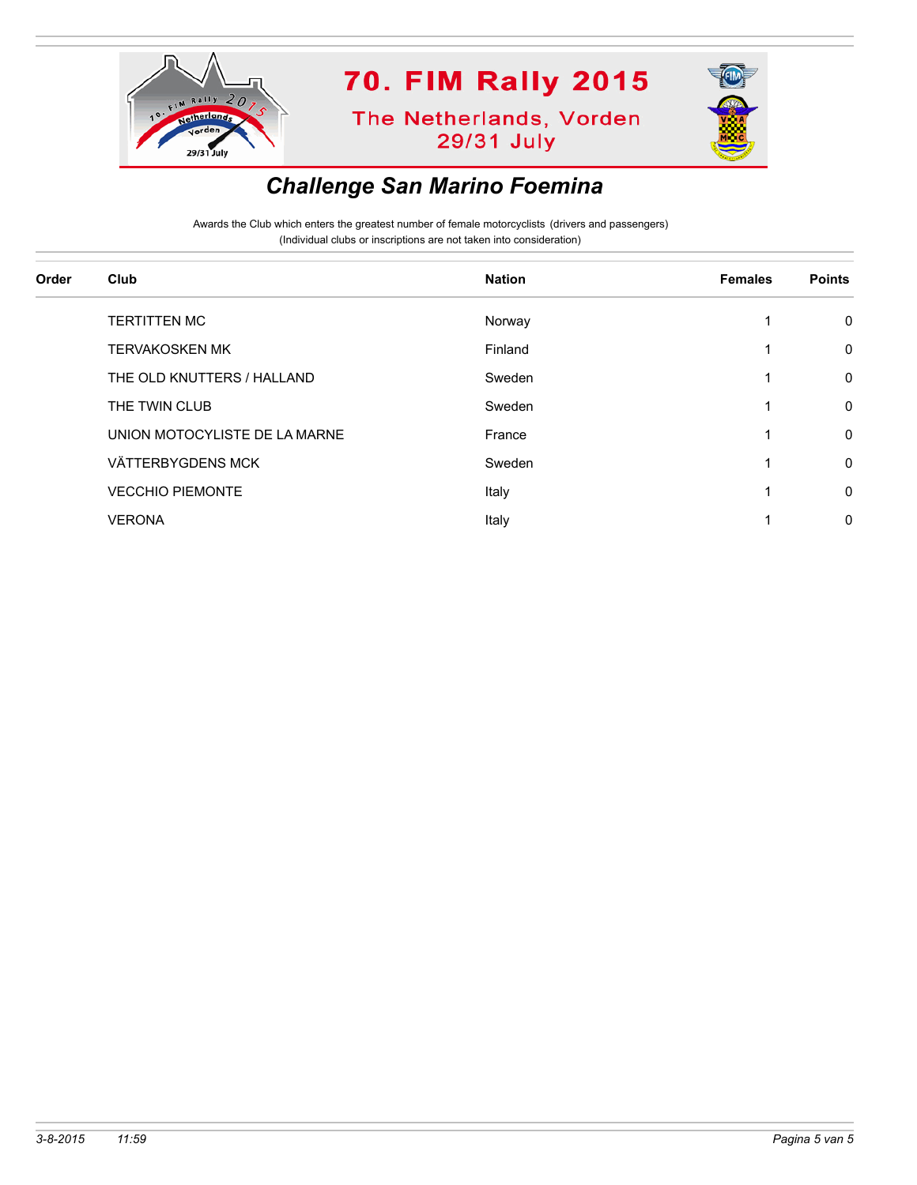# 70. FIM Rally 2015

The Netherlands, Vorden
29/31 July

## *Challenge San Marino Foemina*

Awards the Club which enters the greatest number of female motorcyclists (drivers and passengers)
(Individual clubs or inscriptions are not taken into consideration)

| Order | Club | Nation | Females | Points |
|---|---|---|---|---|
| | TERTITTEN MC | Norway | 1 | 0 |
| | TERVAKOSKEN MK | Finland | 1 | 0 |
| | THE OLD KNUTTERS / HALLAND | Sweden | 1 | 0 |
| | THE TWIN CLUB | Sweden | 1 | 0 |
| | UNION MOTOCYLISTE DE LA MARNE | France | 1 | 0 |
| | VÄTTERBYGDENS MCK | Sweden | 1 | 0 |
| | VECCHIO PIEMONTE | Italy | 1 | 0 |
| | VERONA | Italy | 1 | 0 |

*3-8-2015 11:59*